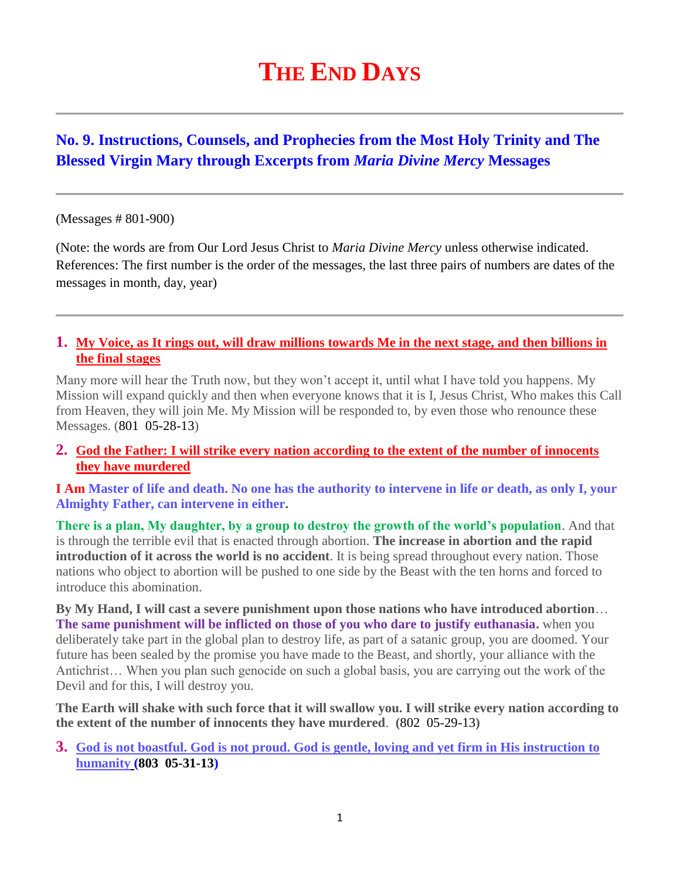# THE END DAYS

## No. 9. Instructions, Counsels, and Prophecies from the Most Holy Trinity and The Blessed Virgin Mary through Excerpts from *Maria Divine Mercy* Messages

(Messages # 801-900)

(Note: the words are from Our Lord Jesus Christ to *Maria Divine Mercy* unless otherwise indicated. References: The first number is the order of the messages, the last three pairs of numbers are dates of the messages in month, day, year)

1. **My Voice, as It rings out, will draw millions towards Me in the next stage, and then billions in the final stages**

Many more will hear the Truth now, but they won't accept it, until what I have told you happens. My Mission will expand quickly and then when everyone knows that it is I, Jesus Christ, Who makes this Call from Heaven, they will join Me. My Mission will be responded to, by even those who renounce these Messages. (801 05-28-13)

2. **God the Father: I will strike every nation according to the extent of the number of innocents they have murdered**

**I Am Master of life and death. No one has the authority to intervene in life or death, as only I, your Almighty Father, can intervene in either.**

**There is a plan, My daughter, by a group to destroy the growth of the world's population**. And that is through the terrible evil that is enacted through abortion. **The increase in abortion and the rapid introduction of it across the world is no accident**. It is being spread throughout every nation. Those nations who object to abortion will be pushed to one side by the Beast with the ten horns and forced to introduce this abomination.

**By My Hand, I will cast a severe punishment upon those nations who have introduced abortion**… **The same punishment will be inflicted on those of you who dare to justify euthanasia.** when you deliberately take part in the global plan to destroy life, as part of a satanic group, you are doomed. Your future has been sealed by the promise you have made to the Beast, and shortly, your alliance with the Antichrist… When you plan such genocide on such a global basis, you are carrying out the work of the Devil and for this, I will destroy you.

**The Earth will shake with such force that it will swallow you. I will strike every nation according to the extent of the number of innocents they have murdered**. **(802 05-29-13)**

3. **God is not boastful. God is not proud. God is gentle, loving and yet firm in His instruction to humanity (803 05-31-13)**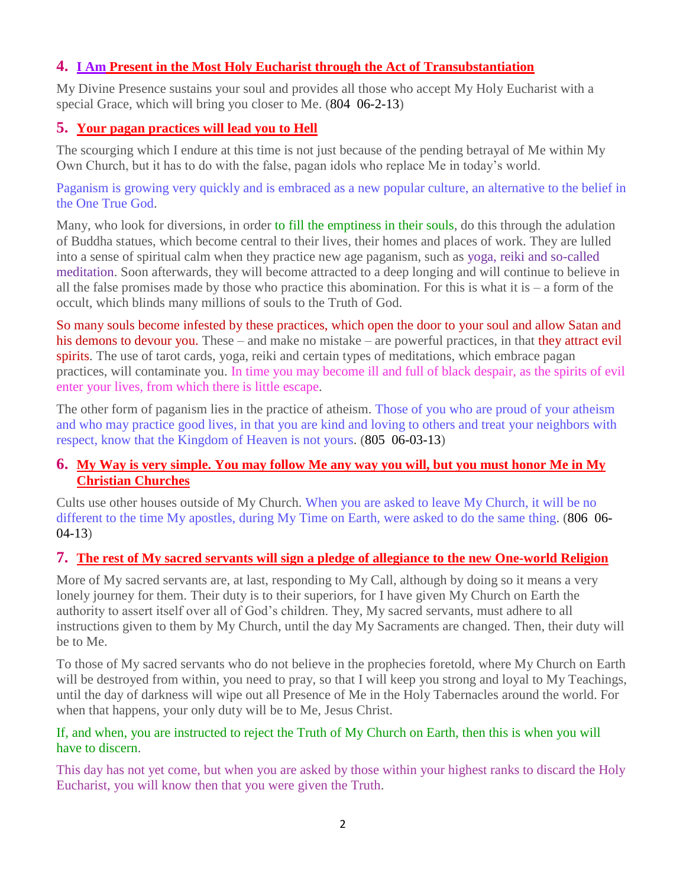## 4. I Am Present in the Most Holy Eucharist through the Act of Transubstantiation

My Divine Presence sustains your soul and provides all those who accept My Holy Eucharist with a special Grace, which will bring you closer to Me. (804 06-2-13)

## 5. Your pagan practices will lead you to Hell

The scourging which I endure at this time is not just because of the pending betrayal of Me within My Own Church, but it has to do with the false, pagan idols who replace Me in today's world.

Paganism is growing very quickly and is embraced as a new popular culture, an alternative to the belief in the One True God.

Many, who look for diversions, in order to fill the emptiness in their souls, do this through the adulation of Buddha statues, which become central to their lives, their homes and places of work. They are lulled into a sense of spiritual calm when they practice new age paganism, such as yoga, reiki and so-called meditation. Soon afterwards, they will become attracted to a deep longing and will continue to believe in all the false promises made by those who practice this abomination. For this is what it is – a form of the occult, which blinds many millions of souls to the Truth of God.

So many souls become infested by these practices, which open the door to your soul and allow Satan and his demons to devour you. These – and make no mistake – are powerful practices, in that they attract evil spirits. The use of tarot cards, yoga, reiki and certain types of meditations, which embrace pagan practices, will contaminate you. In time you may become ill and full of black despair, as the spirits of evil enter your lives, from which there is little escape.

The other form of paganism lies in the practice of atheism. Those of you who are proud of your atheism and who may practice good lives, in that you are kind and loving to others and treat your neighbors with respect, know that the Kingdom of Heaven is not yours. (805 06-03-13)

## 6. My Way is very simple. You may follow Me any way you will, but you must honor Me in My Christian Churches

Cults use other houses outside of My Church. When you are asked to leave My Church, it will be no different to the time My apostles, during My Time on Earth, were asked to do the same thing. (806 06-04-13)

## 7. The rest of My sacred servants will sign a pledge of allegiance to the new One-world Religion

More of My sacred servants are, at last, responding to My Call, although by doing so it means a very lonely journey for them. Their duty is to their superiors, for I have given My Church on Earth the authority to assert itself over all of God's children. They, My sacred servants, must adhere to all instructions given to them by My Church, until the day My Sacraments are changed. Then, their duty will be to Me.

To those of My sacred servants who do not believe in the prophecies foretold, where My Church on Earth will be destroyed from within, you need to pray, so that I will keep you strong and loyal to My Teachings, until the day of darkness will wipe out all Presence of Me in the Holy Tabernacles around the world. For when that happens, your only duty will be to Me, Jesus Christ.

If, and when, you are instructed to reject the Truth of My Church on Earth, then this is when you will have to discern.

This day has not yet come, but when you are asked by those within your highest ranks to discard the Holy Eucharist, you will know then that you were given the Truth.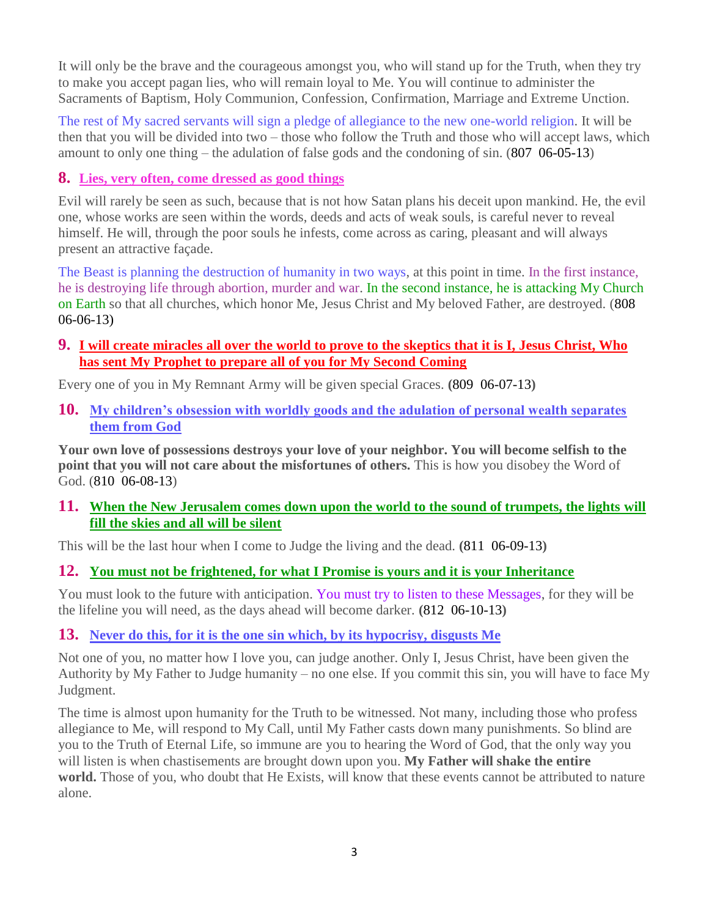It will only be the brave and the courageous amongst you, who will stand up for the Truth, when they try to make you accept pagan lies, who will remain loyal to Me. You will continue to administer the Sacraments of Baptism, Holy Communion, Confession, Confirmation, Marriage and Extreme Unction.

The rest of My sacred servants will sign a pledge of allegiance to the new one-world religion. It will be then that you will be divided into two – those who follow the Truth and those who will accept laws, which amount to only one thing – the adulation of false gods and the condoning of sin. (807 06-05-13)

### 8. Lies, very often, come dressed as good things

Evil will rarely be seen as such, because that is not how Satan plans his deceit upon mankind. He, the evil one, whose works are seen within the words, deeds and acts of weak souls, is careful never to reveal himself. He will, through the poor souls he infests, come across as caring, pleasant and will always present an attractive façade.

The Beast is planning the destruction of humanity in two ways, at this point in time. In the first instance, he is destroying life through abortion, murder and war. In the second instance, he is attacking My Church on Earth so that all churches, which honor Me, Jesus Christ and My beloved Father, are destroyed. (808 06-06-13)

### 9. I will create miracles all over the world to prove to the skeptics that it is I, Jesus Christ, Who has sent My Prophet to prepare all of you for My Second Coming

Every one of you in My Remnant Army will be given special Graces. (809 06-07-13)

### 10. My children's obsession with worldly goods and the adulation of personal wealth separates them from God

**Your own love of possessions destroys your love of your neighbor. You will become selfish to the point that you will not care about the misfortunes of others.** This is how you disobey the Word of God. (810 06-08-13)

### 11. When the New Jerusalem comes down upon the world to the sound of trumpets, the lights will fill the skies and all will be silent

This will be the last hour when I come to Judge the living and the dead. (811 06-09-13)

### 12. You must not be frightened, for what I Promise is yours and it is your Inheritance

You must look to the future with anticipation. You must try to listen to these Messages, for they will be the lifeline you will need, as the days ahead will become darker. (812 06-10-13)

### 13. Never do this, for it is the one sin which, by its hypocrisy, disgusts Me

Not one of you, no matter how I love you, can judge another. Only I, Jesus Christ, have been given the Authority by My Father to Judge humanity – no one else. If you commit this sin, you will have to face My Judgment.

The time is almost upon humanity for the Truth to be witnessed. Not many, including those who profess allegiance to Me, will respond to My Call, until My Father casts down many punishments. So blind are you to the Truth of Eternal Life, so immune are you to hearing the Word of God, that the only way you will listen is when chastisements are brought down upon you. **My Father will shake the entire world.** Those of you, who doubt that He Exists, will know that these events cannot be attributed to nature alone.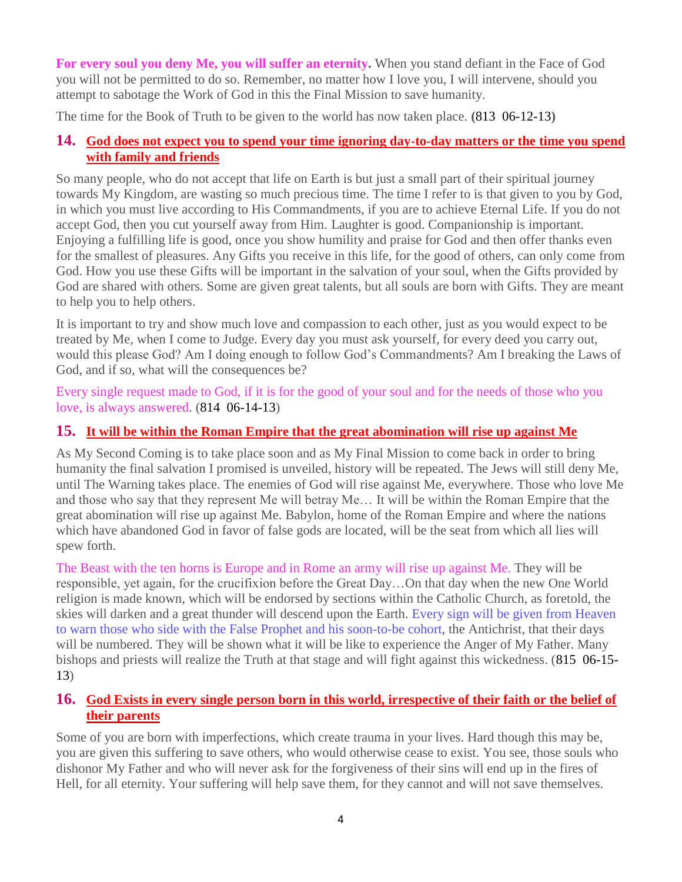**For every soul you deny Me, you will suffer an eternity.** When you stand defiant in the Face of God you will not be permitted to do so. Remember, no matter how I love you, I will intervene, should you attempt to sabotage the Work of God in this the Final Mission to save humanity.

The time for the Book of Truth to be given to the world has now taken place. (813  06-12-13)

## 14. God does not expect you to spend your time ignoring day-to-day matters or the time you spend with family and friends

So many people, who do not accept that life on Earth is but just a small part of their spiritual journey towards My Kingdom, are wasting so much precious time. The time I refer to is that given to you by God, in which you must live according to His Commandments, if you are to achieve Eternal Life. If you do not accept God, then you cut yourself away from Him. Laughter is good. Companionship is important. Enjoying a fulfilling life is good, once you show humility and praise for God and then offer thanks even for the smallest of pleasures. Any Gifts you receive in this life, for the good of others, can only come from God. How you use these Gifts will be important in the salvation of your soul, when the Gifts provided by God are shared with others. Some are given great talents, but all souls are born with Gifts. They are meant to help you to help others.

It is important to try and show much love and compassion to each other, just as you would expect to be treated by Me, when I come to Judge. Every day you must ask yourself, for every deed you carry out, would this please God? Am I doing enough to follow God's Commandments? Am I breaking the Laws of God, and if so, what will the consequences be?

Every single request made to God, if it is for the good of your soul and for the needs of those who you love, is always answered. (814  06-14-13)

## 15. It will be within the Roman Empire that the great abomination will rise up against Me

As My Second Coming is to take place soon and as My Final Mission to come back in order to bring humanity the final salvation I promised is unveiled, history will be repeated. The Jews will still deny Me, until The Warning takes place. The enemies of God will rise against Me, everywhere. Those who love Me and those who say that they represent Me will betray Me… It will be within the Roman Empire that the great abomination will rise up against Me. Babylon, home of the Roman Empire and where the nations which have abandoned God in favor of false gods are located, will be the seat from which all lies will spew forth.

The Beast with the ten horns is Europe and in Rome an army will rise up against Me. They will be responsible, yet again, for the crucifixion before the Great Day…On that day when the new One World religion is made known, which will be endorsed by sections within the Catholic Church, as foretold, the skies will darken and a great thunder will descend upon the Earth. Every sign will be given from Heaven to warn those who side with the False Prophet and his soon-to-be cohort, the Antichrist, that their days will be numbered. They will be shown what it will be like to experience the Anger of My Father. Many bishops and priests will realize the Truth at that stage and will fight against this wickedness. (815  06-15-13)

## 16. God Exists in every single person born in this world, irrespective of their faith or the belief of their parents

Some of you are born with imperfections, which create trauma in your lives. Hard though this may be, you are given this suffering to save others, who would otherwise cease to exist. You see, those souls who dishonor My Father and who will never ask for the forgiveness of their sins will end up in the fires of Hell, for all eternity. Your suffering will help save them, for they cannot and will not save themselves.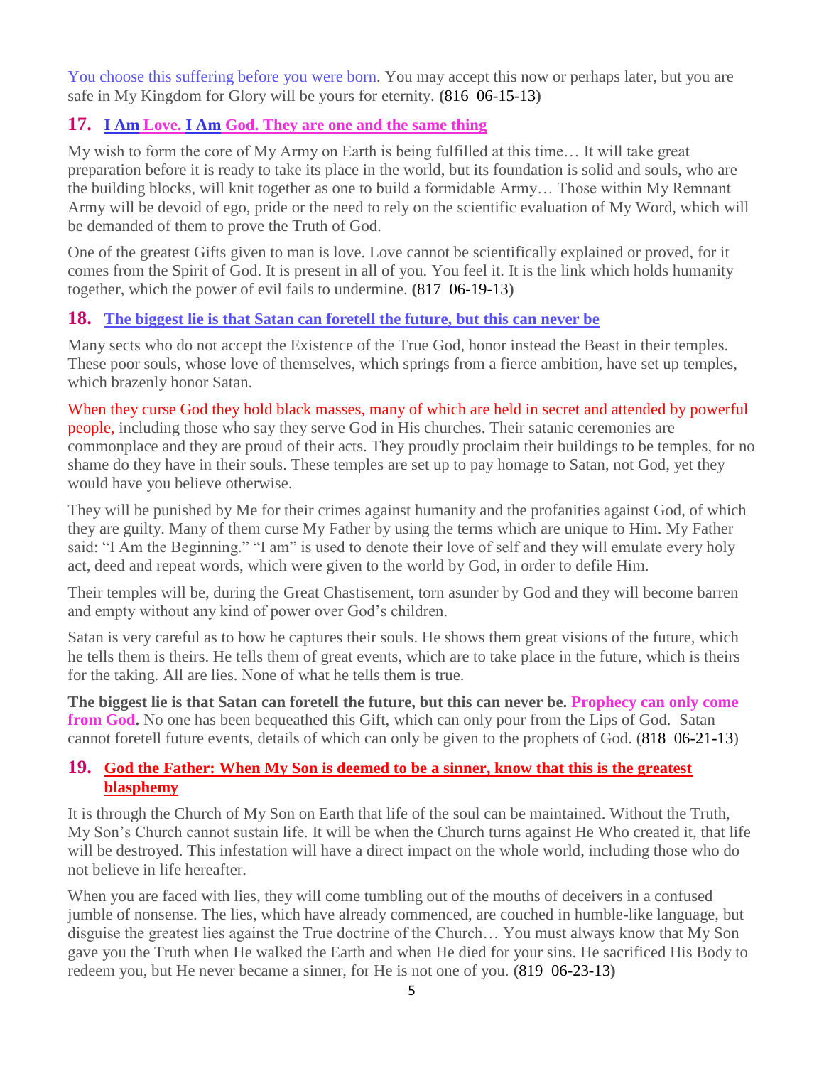You choose this suffering before you were born. You may accept this now or perhaps later, but you are safe in My Kingdom for Glory will be yours for eternity. **(**816 06-15-13**)**

## 17. I Am Love. I Am God. They are one and the same thing

My wish to form the core of My Army on Earth is being fulfilled at this time… It will take great preparation before it is ready to take its place in the world, but its foundation is solid and souls, who are the building blocks, will knit together as one to build a formidable Army… Those within My Remnant Army will be devoid of ego, pride or the need to rely on the scientific evaluation of My Word, which will be demanded of them to prove the Truth of God.

One of the greatest Gifts given to man is love. Love cannot be scientifically explained or proved, for it comes from the Spirit of God. It is present in all of you. You feel it. It is the link which holds humanity together, which the power of evil fails to undermine. **(**817 06-19-13**)**

## 18. The biggest lie is that Satan can foretell the future, but this can never be

Many sects who do not accept the Existence of the True God, honor instead the Beast in their temples. These poor souls, whose love of themselves, which springs from a fierce ambition, have set up temples, which brazenly honor Satan.

When they curse God they hold black masses, many of which are held in secret and attended by powerful people, including those who say they serve God in His churches. Their satanic ceremonies are commonplace and they are proud of their acts. They proudly proclaim their buildings to be temples, for no shame do they have in their souls. These temples are set up to pay homage to Satan, not God, yet they would have you believe otherwise.

They will be punished by Me for their crimes against humanity and the profanities against God, of which they are guilty. Many of them curse My Father by using the terms which are unique to Him. My Father said: "I Am the Beginning." "I am" is used to denote their love of self and they will emulate every holy act, deed and repeat words, which were given to the world by God, in order to defile Him.

Their temples will be, during the Great Chastisement, torn asunder by God and they will become barren and empty without any kind of power over God's children.

Satan is very careful as to how he captures their souls. He shows them great visions of the future, which he tells them is theirs. He tells them of great events, which are to take place in the future, which is theirs for the taking. All are lies. None of what he tells them is true.

**The biggest lie is that Satan can foretell the future, but this can never be. Prophecy can only come from God.** No one has been bequeathed this Gift, which can only pour from the Lips of God. Satan cannot foretell future events, details of which can only be given to the prophets of God. (818 06-21-13)

## 19. God the Father: When My Son is deemed to be a sinner, know that this is the greatest blasphemy

It is through the Church of My Son on Earth that life of the soul can be maintained. Without the Truth, My Son's Church cannot sustain life. It will be when the Church turns against He Who created it, that life will be destroyed. This infestation will have a direct impact on the whole world, including those who do not believe in life hereafter.

When you are faced with lies, they will come tumbling out of the mouths of deceivers in a confused jumble of nonsense. The lies, which have already commenced, are couched in humble-like language, but disguise the greatest lies against the True doctrine of the Church… You must always know that My Son gave you the Truth when He walked the Earth and when He died for your sins. He sacrificed His Body to redeem you, but He never became a sinner, for He is not one of you. **(**819 06-23-13**)**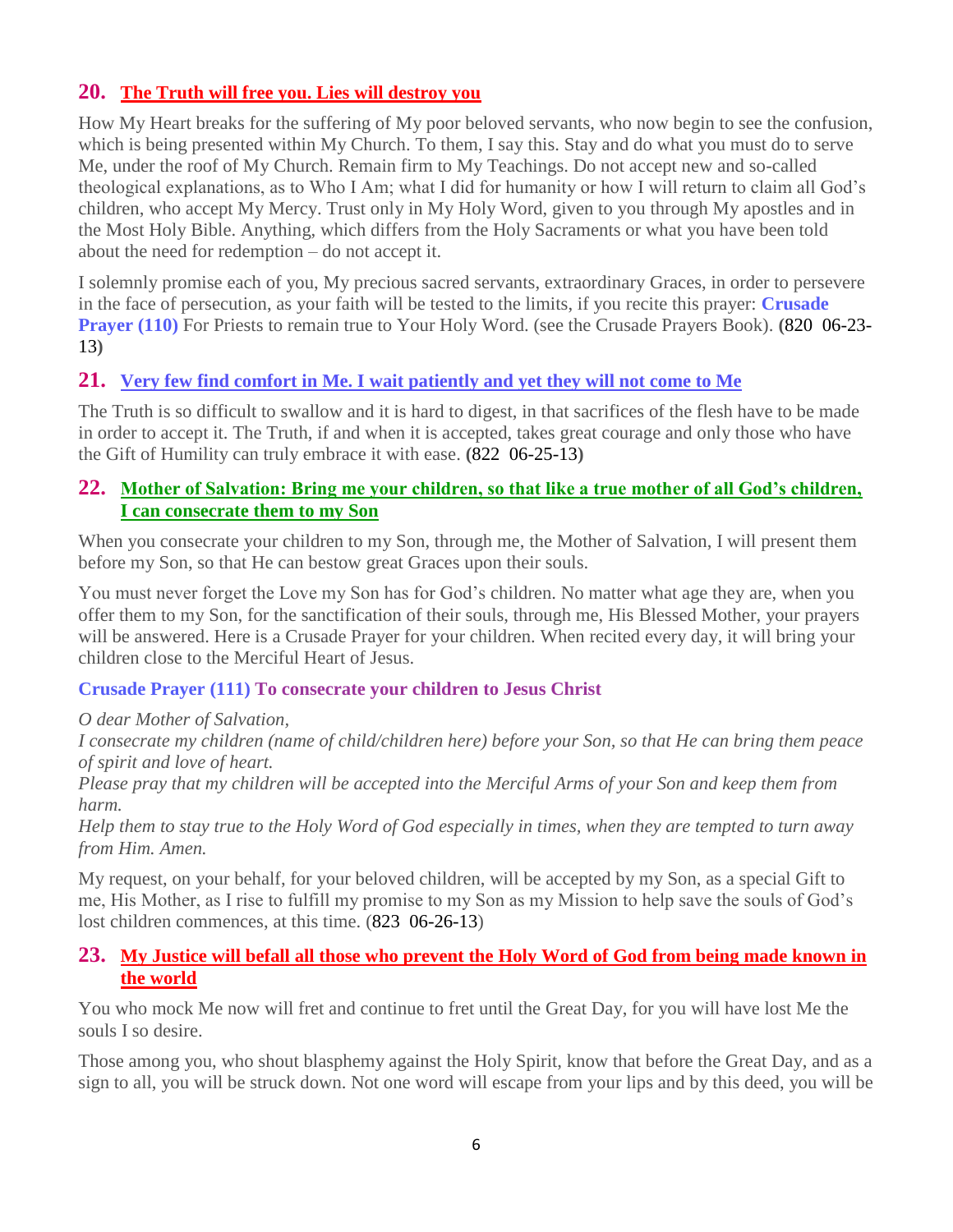## 20. The Truth will free you. Lies will destroy you

How My Heart breaks for the suffering of My poor beloved servants, who now begin to see the confusion, which is being presented within My Church. To them, I say this. Stay and do what you must do to serve Me, under the roof of My Church. Remain firm to My Teachings. Do not accept new and so-called theological explanations, as to Who I Am; what I did for humanity or how I will return to claim all God's children, who accept My Mercy. Trust only in My Holy Word, given to you through My apostles and in the Most Holy Bible. Anything, which differs from the Holy Sacraments or what you have been told about the need for redemption – do not accept it.

I solemnly promise each of you, My precious sacred servants, extraordinary Graces, in order to persevere in the face of persecution, as your faith will be tested to the limits, if you recite this prayer: **Crusade Prayer (110)** For Priests to remain true to Your Holy Word. (see the Crusade Prayers Book). **(**820 06-23-13**)**

## 21. Very few find comfort in Me. I wait patiently and yet they will not come to Me

The Truth is so difficult to swallow and it is hard to digest, in that sacrifices of the flesh have to be made in order to accept it. The Truth, if and when it is accepted, takes great courage and only those who have the Gift of Humility can truly embrace it with ease. **(**822 06-25-13**)**

## 22. Mother of Salvation: Bring me your children, so that like a true mother of all God's children, I can consecrate them to my Son

When you consecrate your children to my Son, through me, the Mother of Salvation, I will present them before my Son, so that He can bestow great Graces upon their souls.

You must never forget the Love my Son has for God's children. No matter what age they are, when you offer them to my Son, for the sanctification of their souls, through me, His Blessed Mother, your prayers will be answered. Here is a Crusade Prayer for your children. When recited every day, it will bring your children close to the Merciful Heart of Jesus.

**Crusade Prayer (111) To consecrate your children to Jesus Christ**

*O dear Mother of Salvation,*
*I consecrate my children (name of child/children here) before your Son, so that He can bring them peace of spirit and love of heart.*
*Please pray that my children will be accepted into the Merciful Arms of your Son and keep them from harm.*
*Help them to stay true to the Holy Word of God especially in times, when they are tempted to turn away from Him. Amen.*

My request, on your behalf, for your beloved children, will be accepted by my Son, as a special Gift to me, His Mother, as I rise to fulfill my promise to my Son as my Mission to help save the souls of God's lost children commences, at this time. (823 06-26-13)

## 23. My Justice will befall all those who prevent the Holy Word of God from being made known in the world

You who mock Me now will fret and continue to fret until the Great Day, for you will have lost Me the souls I so desire.

Those among you, who shout blasphemy against the Holy Spirit, know that before the Great Day, and as a sign to all, you will be struck down. Not one word will escape from your lips and by this deed, you will be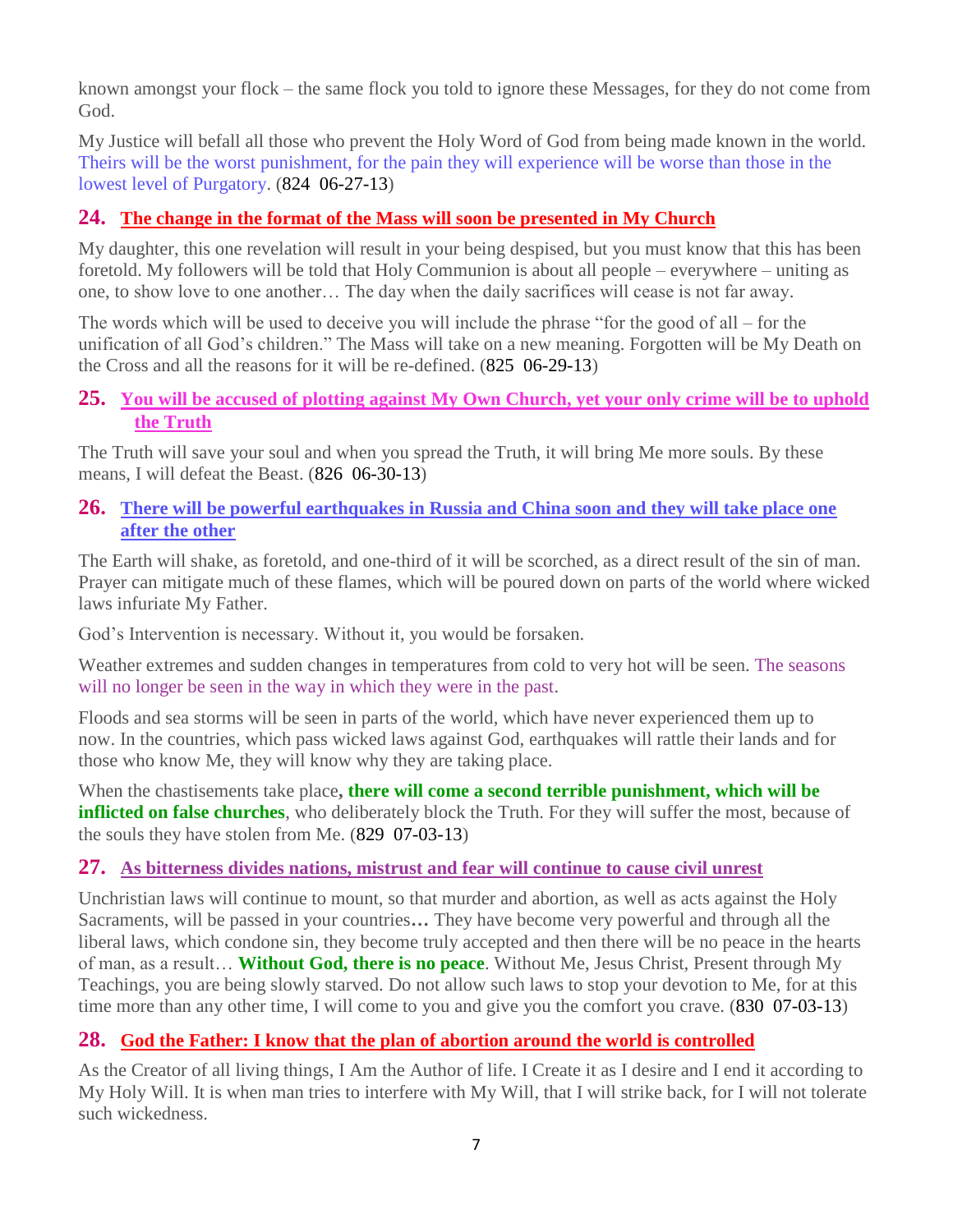known amongst your flock – the same flock you told to ignore these Messages, for they do not come from God.

My Justice will befall all those who prevent the Holy Word of God from being made known in the world. Theirs will be the worst punishment, for the pain they will experience will be worse than those in the lowest level of Purgatory. (824 06-27-13)

## 24. The change in the format of the Mass will soon be presented in My Church

My daughter, this one revelation will result in your being despised, but you must know that this has been foretold. My followers will be told that Holy Communion is about all people – everywhere – uniting as one, to show love to one another… The day when the daily sacrifices will cease is not far away.

The words which will be used to deceive you will include the phrase "for the good of all – for the unification of all God's children." The Mass will take on a new meaning. Forgotten will be My Death on the Cross and all the reasons for it will be re-defined. (825 06-29-13)

## 25. You will be accused of plotting against My Own Church, yet your only crime will be to uphold the Truth

The Truth will save your soul and when you spread the Truth, it will bring Me more souls. By these means, I will defeat the Beast. (826 06-30-13)

## 26. There will be powerful earthquakes in Russia and China soon and they will take place one after the other

The Earth will shake, as foretold, and one-third of it will be scorched, as a direct result of the sin of man. Prayer can mitigate much of these flames, which will be poured down on parts of the world where wicked laws infuriate My Father.

God's Intervention is necessary. Without it, you would be forsaken.

Weather extremes and sudden changes in temperatures from cold to very hot will be seen. The seasons will no longer be seen in the way in which they were in the past.

Floods and sea storms will be seen in parts of the world, which have never experienced them up to now. In the countries, which pass wicked laws against God, earthquakes will rattle their lands and for those who know Me, they will know why they are taking place.

When the chastisements take place**, there will come a second terrible punishment, which will be inflicted on false churches**, who deliberately block the Truth. For they will suffer the most, because of the souls they have stolen from Me. (829 07-03-13)

## 27. As bitterness divides nations, mistrust and fear will continue to cause civil unrest

Unchristian laws will continue to mount, so that murder and abortion, as well as acts against the Holy Sacraments, will be passed in your countries**…** They have become very powerful and through all the liberal laws, which condone sin, they become truly accepted and then there will be no peace in the hearts of man, as a result… **Without God, there is no peace**. Without Me, Jesus Christ, Present through My Teachings, you are being slowly starved. Do not allow such laws to stop your devotion to Me, for at this time more than any other time, I will come to you and give you the comfort you crave. (830 07-03-13)

## 28. God the Father: I know that the plan of abortion around the world is controlled

As the Creator of all living things, I Am the Author of life. I Create it as I desire and I end it according to My Holy Will. It is when man tries to interfere with My Will, that I will strike back, for I will not tolerate such wickedness.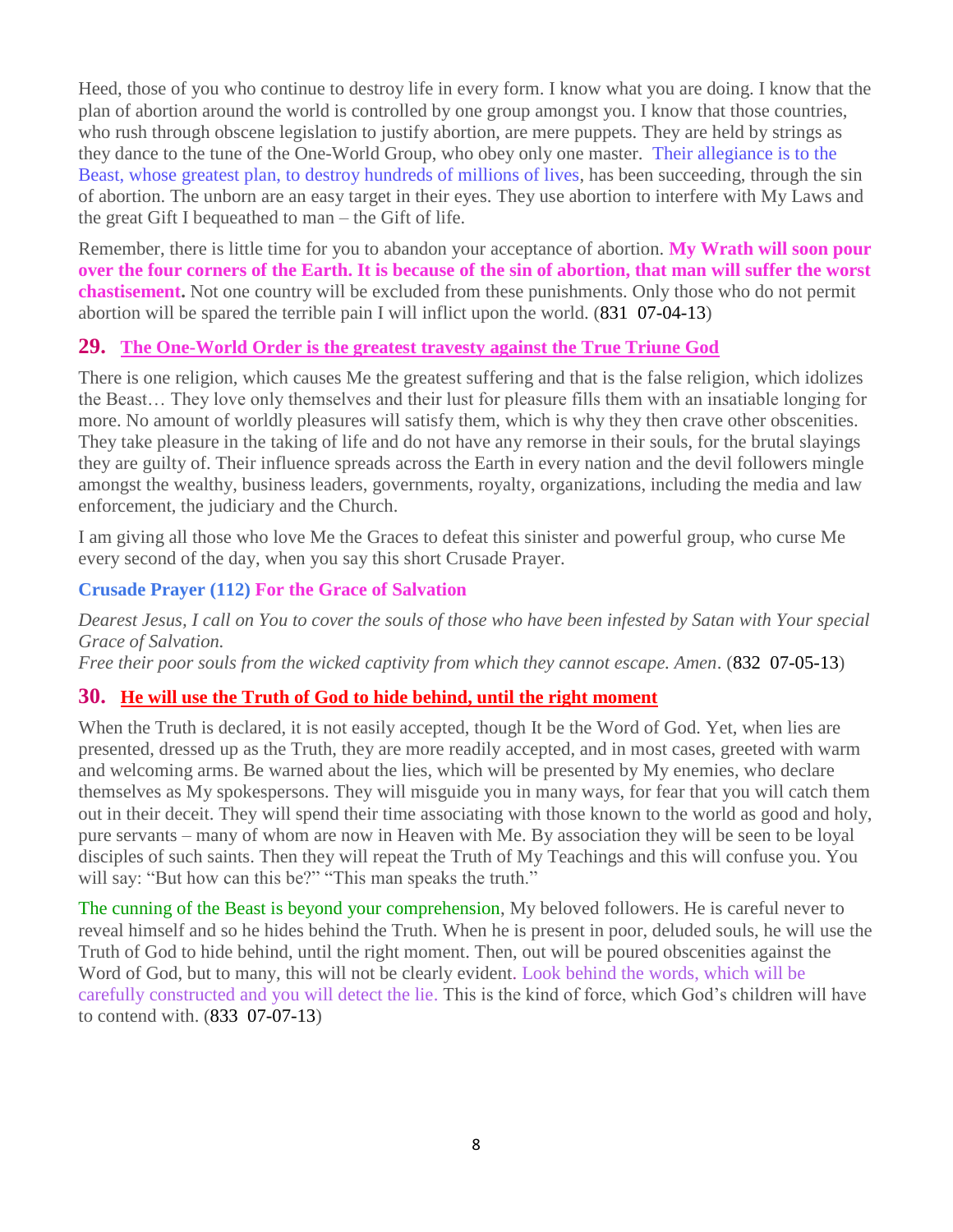Heed, those of you who continue to destroy life in every form. I know what you are doing. I know that the plan of abortion around the world is controlled by one group amongst you. I know that those countries, who rush through obscene legislation to justify abortion, are mere puppets. They are held by strings as they dance to the tune of the One-World Group, who obey only one master. Their allegiance is to the Beast, whose greatest plan, to destroy hundreds of millions of lives, has been succeeding, through the sin of abortion. The unborn are an easy target in their eyes. They use abortion to interfere with My Laws and the great Gift I bequeathed to man – the Gift of life.

Remember, there is little time for you to abandon your acceptance of abortion. **My Wrath will soon pour over the four corners of the Earth. It is because of the sin of abortion, that man will suffer the worst chastisement.** Not one country will be excluded from these punishments. Only those who do not permit abortion will be spared the terrible pain I will inflict upon the world. (831 07-04-13)

## 29. The One-World Order is the greatest travesty against the True Triune God

There is one religion, which causes Me the greatest suffering and that is the false religion, which idolizes the Beast… They love only themselves and their lust for pleasure fills them with an insatiable longing for more. No amount of worldly pleasures will satisfy them, which is why they then crave other obscenities. They take pleasure in the taking of life and do not have any remorse in their souls, for the brutal slayings they are guilty of. Their influence spreads across the Earth in every nation and the devil followers mingle amongst the wealthy, business leaders, governments, royalty, organizations, including the media and law enforcement, the judiciary and the Church.

I am giving all those who love Me the Graces to defeat this sinister and powerful group, who curse Me every second of the day, when you say this short Crusade Prayer.

### Crusade Prayer (112) For the Grace of Salvation

*Dearest Jesus, I call on You to cover the souls of those who have been infested by Satan with Your special Grace of Salvation.*
*Free their poor souls from the wicked captivity from which they cannot escape. Amen*. (832 07-05-13)

## 30. He will use the Truth of God to hide behind, until the right moment

When the Truth is declared, it is not easily accepted, though It be the Word of God. Yet, when lies are presented, dressed up as the Truth, they are more readily accepted, and in most cases, greeted with warm and welcoming arms. Be warned about the lies, which will be presented by My enemies, who declare themselves as My spokespersons. They will misguide you in many ways, for fear that you will catch them out in their deceit. They will spend their time associating with those known to the world as good and holy, pure servants – many of whom are now in Heaven with Me. By association they will be seen to be loyal disciples of such saints. Then they will repeat the Truth of My Teachings and this will confuse you. You will say: "But how can this be?" "This man speaks the truth."

The cunning of the Beast is beyond your comprehension, My beloved followers. He is careful never to reveal himself and so he hides behind the Truth. When he is present in poor, deluded souls, he will use the Truth of God to hide behind, until the right moment. Then, out will be poured obscenities against the Word of God, but to many, this will not be clearly evident. Look behind the words, which will be carefully constructed and you will detect the lie. This is the kind of force, which God's children will have to contend with. (833 07-07-13)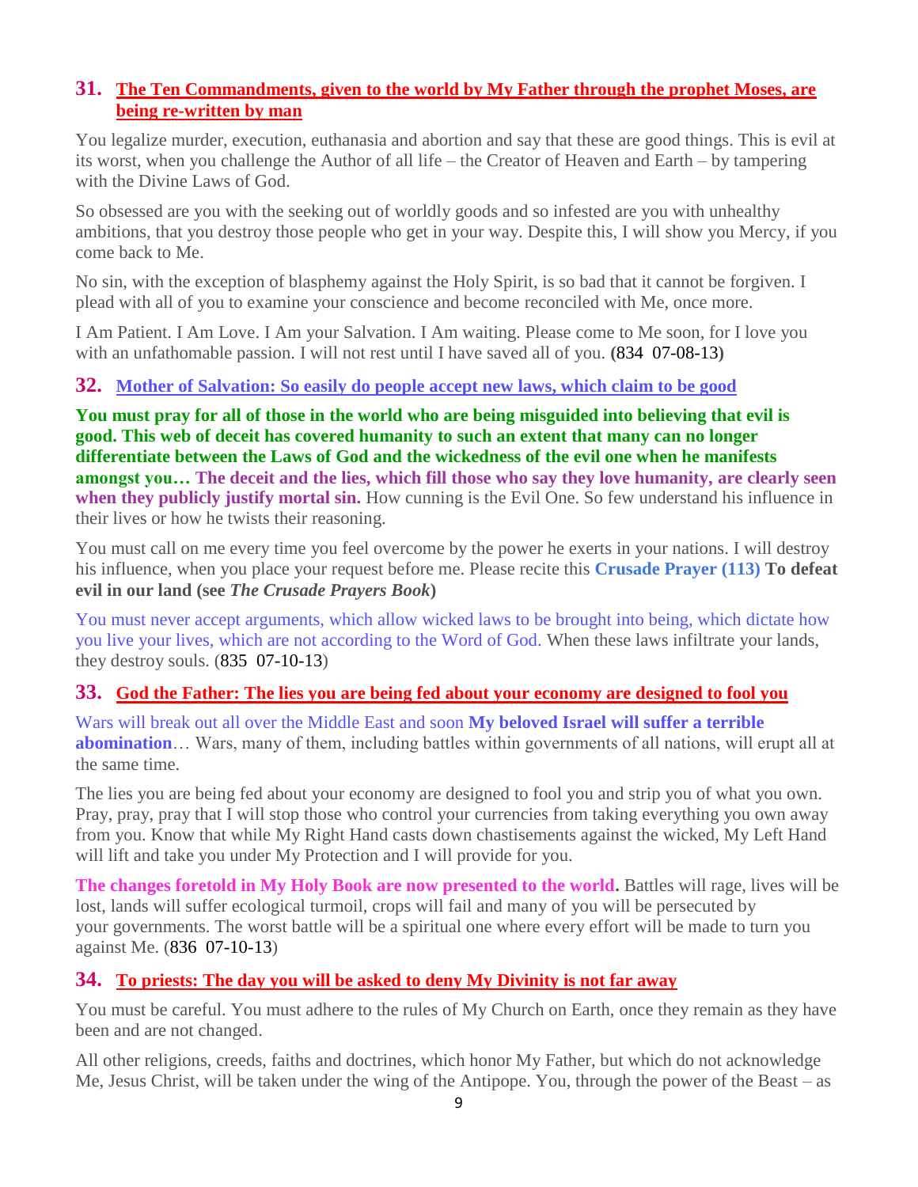## 31. The Ten Commandments, given to the world by My Father through the prophet Moses, are being re-written by man

You legalize murder, execution, euthanasia and abortion and say that these are good things. This is evil at its worst, when you challenge the Author of all life – the Creator of Heaven and Earth – by tampering with the Divine Laws of God.

So obsessed are you with the seeking out of worldly goods and so infested are you with unhealthy ambitions, that you destroy those people who get in your way. Despite this, I will show you Mercy, if you come back to Me.

No sin, with the exception of blasphemy against the Holy Spirit, is so bad that it cannot be forgiven. I plead with all of you to examine your conscience and become reconciled with Me, once more.

I Am Patient. I Am Love. I Am your Salvation. I Am waiting. Please come to Me soon, for I love you with an unfathomable passion. I will not rest until I have saved all of you. **(**834 07-08-13**)**

## 32. Mother of Salvation: So easily do people accept new laws, which claim to be good

**You must pray for all of those in the world who are being misguided into believing that evil is good. This web of deceit has covered humanity to such an extent that many can no longer differentiate between the Laws of God and the wickedness of the evil one when he manifests amongst you… The deceit and the lies, which fill those who say they love humanity, are clearly seen when they publicly justify mortal sin.** How cunning is the Evil One. So few understand his influence in their lives or how he twists their reasoning.

You must call on me every time you feel overcome by the power he exerts in your nations. I will destroy his influence, when you place your request before me. Please recite this **Crusade Prayer (113) To defeat evil in our land (see *The Crusade Prayers Book*)**

You must never accept arguments, which allow wicked laws to be brought into being, which dictate how you live your lives, which are not according to the Word of God. When these laws infiltrate your lands, they destroy souls. (835 07-10-13)

## 33. God the Father: The lies you are being fed about your economy are designed to fool you

Wars will break out all over the Middle East and soon **My beloved Israel will suffer a terrible abomination**… Wars, many of them, including battles within governments of all nations, will erupt all at the same time.

The lies you are being fed about your economy are designed to fool you and strip you of what you own. Pray, pray, pray that I will stop those who control your currencies from taking everything you own away from you. Know that while My Right Hand casts down chastisements against the wicked, My Left Hand will lift and take you under My Protection and I will provide for you.

**The changes foretold in My Holy Book are now presented to the world.** Battles will rage, lives will be lost, lands will suffer ecological turmoil, crops will fail and many of you will be persecuted by your governments. The worst battle will be a spiritual one where every effort will be made to turn you against Me. (836 07-10-13)

## 34. To priests: The day you will be asked to deny My Divinity is not far away

You must be careful. You must adhere to the rules of My Church on Earth, once they remain as they have been and are not changed.

All other religions, creeds, faiths and doctrines, which honor My Father, but which do not acknowledge Me, Jesus Christ, will be taken under the wing of the Antipope. You, through the power of the Beast – as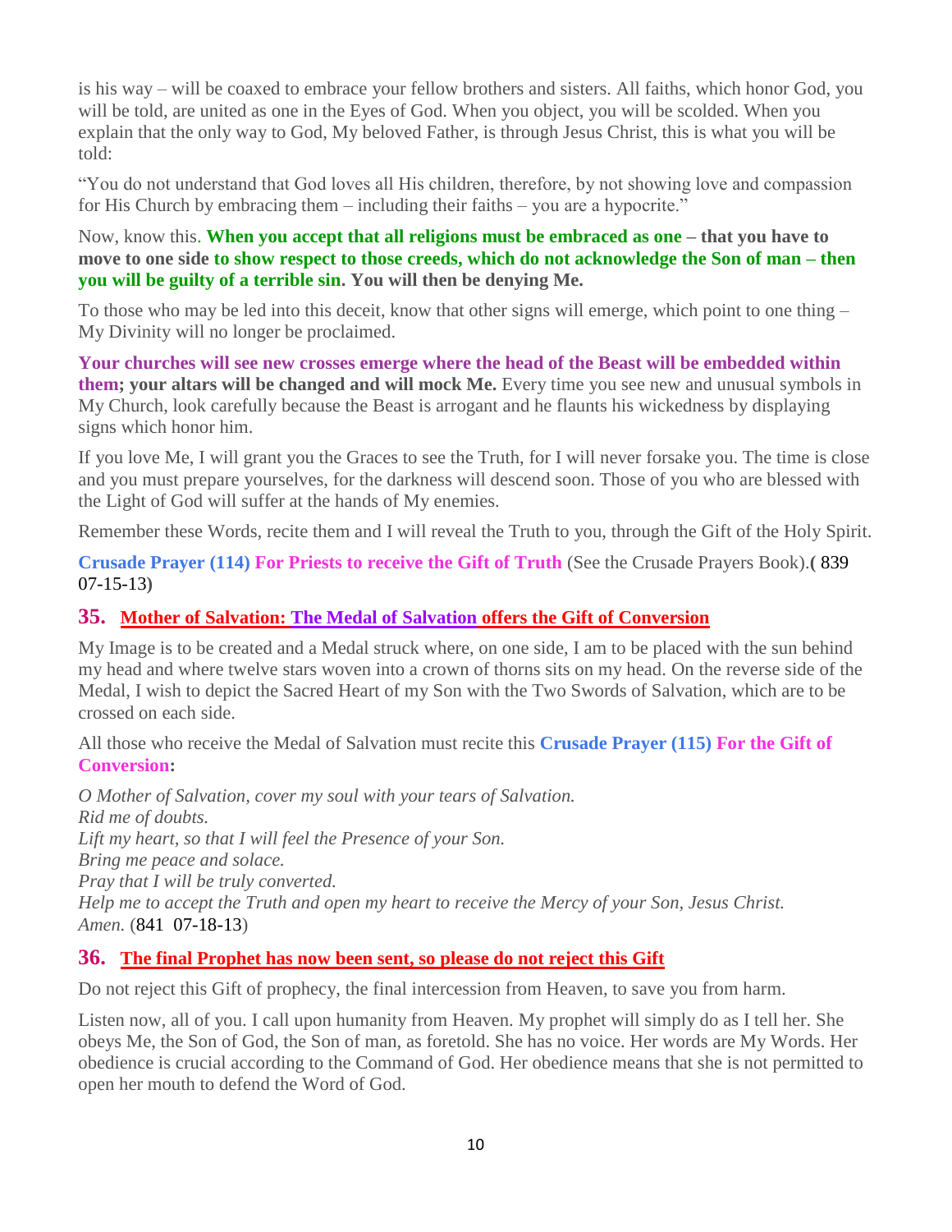is his way – will be coaxed to embrace your fellow brothers and sisters. All faiths, which honor God, you will be told, are united as one in the Eyes of God. When you object, you will be scolded. When you explain that the only way to God, My beloved Father, is through Jesus Christ, this is what you will be told:

"You do not understand that God loves all His children, therefore, by not showing love and compassion for His Church by embracing them – including their faiths – you are a hypocrite."

Now, know this. **When you accept that all religions must be embraced as one – that you have to move to one side to show respect to those creeds, which do not acknowledge the Son of man – then you will be guilty of a terrible sin. You will then be denying Me.**

To those who may be led into this deceit, know that other signs will emerge, which point to one thing – My Divinity will no longer be proclaimed.

**Your churches will see new crosses emerge where the head of the Beast will be embedded within them; your altars will be changed and will mock Me.** Every time you see new and unusual symbols in My Church, look carefully because the Beast is arrogant and he flaunts his wickedness by displaying signs which honor him.

If you love Me, I will grant you the Graces to see the Truth, for I will never forsake you. The time is close and you must prepare yourselves, for the darkness will descend soon. Those of you who are blessed with the Light of God will suffer at the hands of My enemies.

Remember these Words, recite them and I will reveal the Truth to you, through the Gift of the Holy Spirit.

**Crusade Prayer (114) For Priests to receive the Gift of Truth** (See the Crusade Prayers Book).**(** 839 07-15-13**)**

## 35. Mother of Salvation: The Medal of Salvation offers the Gift of Conversion

My Image is to be created and a Medal struck where, on one side, I am to be placed with the sun behind my head and where twelve stars woven into a crown of thorns sits on my head. On the reverse side of the Medal, I wish to depict the Sacred Heart of my Son with the Two Swords of Salvation, which are to be crossed on each side.

All those who receive the Medal of Salvation must recite this **Crusade Prayer (115) For the Gift of Conversion:**

*O Mother of Salvation, cover my soul with your tears of Salvation.*
*Rid me of doubts.*
*Lift my heart, so that I will feel the Presence of your Son.*
*Bring me peace and solace.*
*Pray that I will be truly converted.*
*Help me to accept the Truth and open my heart to receive the Mercy of your Son, Jesus Christ.*
*Amen.* (841 07-18-13)

## 36. The final Prophet has now been sent, so please do not reject this Gift

Do not reject this Gift of prophecy, the final intercession from Heaven, to save you from harm.

Listen now, all of you. I call upon humanity from Heaven. My prophet will simply do as I tell her. She obeys Me, the Son of God, the Son of man, as foretold. She has no voice. Her words are My Words. Her obedience is crucial according to the Command of God. Her obedience means that she is not permitted to open her mouth to defend the Word of God.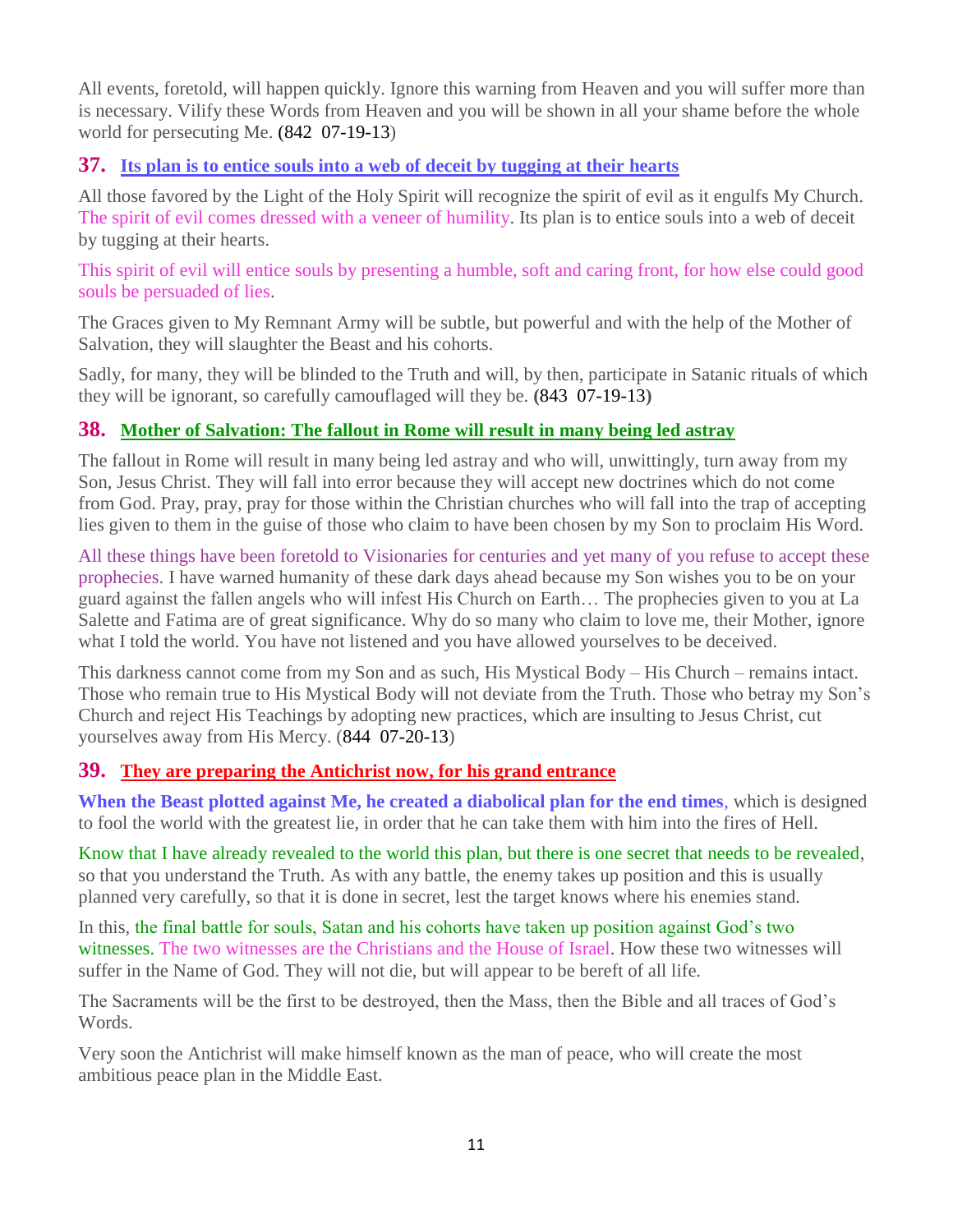All events, foretold, will happen quickly. Ignore this warning from Heaven and you will suffer more than is necessary. Vilify these Words from Heaven and you will be shown in all your shame before the whole world for persecuting Me. (842 07-19-13)

### 37. Its plan is to entice souls into a web of deceit by tugging at their hearts

All those favored by the Light of the Holy Spirit will recognize the spirit of evil as it engulfs My Church. The spirit of evil comes dressed with a veneer of humility. Its plan is to entice souls into a web of deceit by tugging at their hearts.

This spirit of evil will entice souls by presenting a humble, soft and caring front, for how else could good souls be persuaded of lies.

The Graces given to My Remnant Army will be subtle, but powerful and with the help of the Mother of Salvation, they will slaughter the Beast and his cohorts.

Sadly, for many, they will be blinded to the Truth and will, by then, participate in Satanic rituals of which they will be ignorant, so carefully camouflaged will they be. **(**843 07-19-13**)**

### 38. Mother of Salvation: The fallout in Rome will result in many being led astray

The fallout in Rome will result in many being led astray and who will, unwittingly, turn away from my Son, Jesus Christ. They will fall into error because they will accept new doctrines which do not come from God. Pray, pray, pray for those within the Christian churches who will fall into the trap of accepting lies given to them in the guise of those who claim to have been chosen by my Son to proclaim His Word.

All these things have been foretold to Visionaries for centuries and yet many of you refuse to accept these prophecies. I have warned humanity of these dark days ahead because my Son wishes you to be on your guard against the fallen angels who will infest His Church on Earth… The prophecies given to you at La Salette and Fatima are of great significance. Why do so many who claim to love me, their Mother, ignore what I told the world. You have not listened and you have allowed yourselves to be deceived.

This darkness cannot come from my Son and as such, His Mystical Body – His Church – remains intact. Those who remain true to His Mystical Body will not deviate from the Truth. Those who betray my Son's Church and reject His Teachings by adopting new practices, which are insulting to Jesus Christ, cut yourselves away from His Mercy. (844 07-20-13)

### 39. They are preparing the Antichrist now, for his grand entrance

**When the Beast plotted against Me, he created a diabolical plan for the end times**, which is designed to fool the world with the greatest lie, in order that he can take them with him into the fires of Hell.

Know that I have already revealed to the world this plan, but there is one secret that needs to be revealed, so that you understand the Truth. As with any battle, the enemy takes up position and this is usually planned very carefully, so that it is done in secret, lest the target knows where his enemies stand.

In this, the final battle for souls, Satan and his cohorts have taken up position against God's two witnesses. The two witnesses are the Christians and the House of Israel. How these two witnesses will suffer in the Name of God. They will not die, but will appear to be bereft of all life.

The Sacraments will be the first to be destroyed, then the Mass, then the Bible and all traces of God's Words.

Very soon the Antichrist will make himself known as the man of peace, who will create the most ambitious peace plan in the Middle East.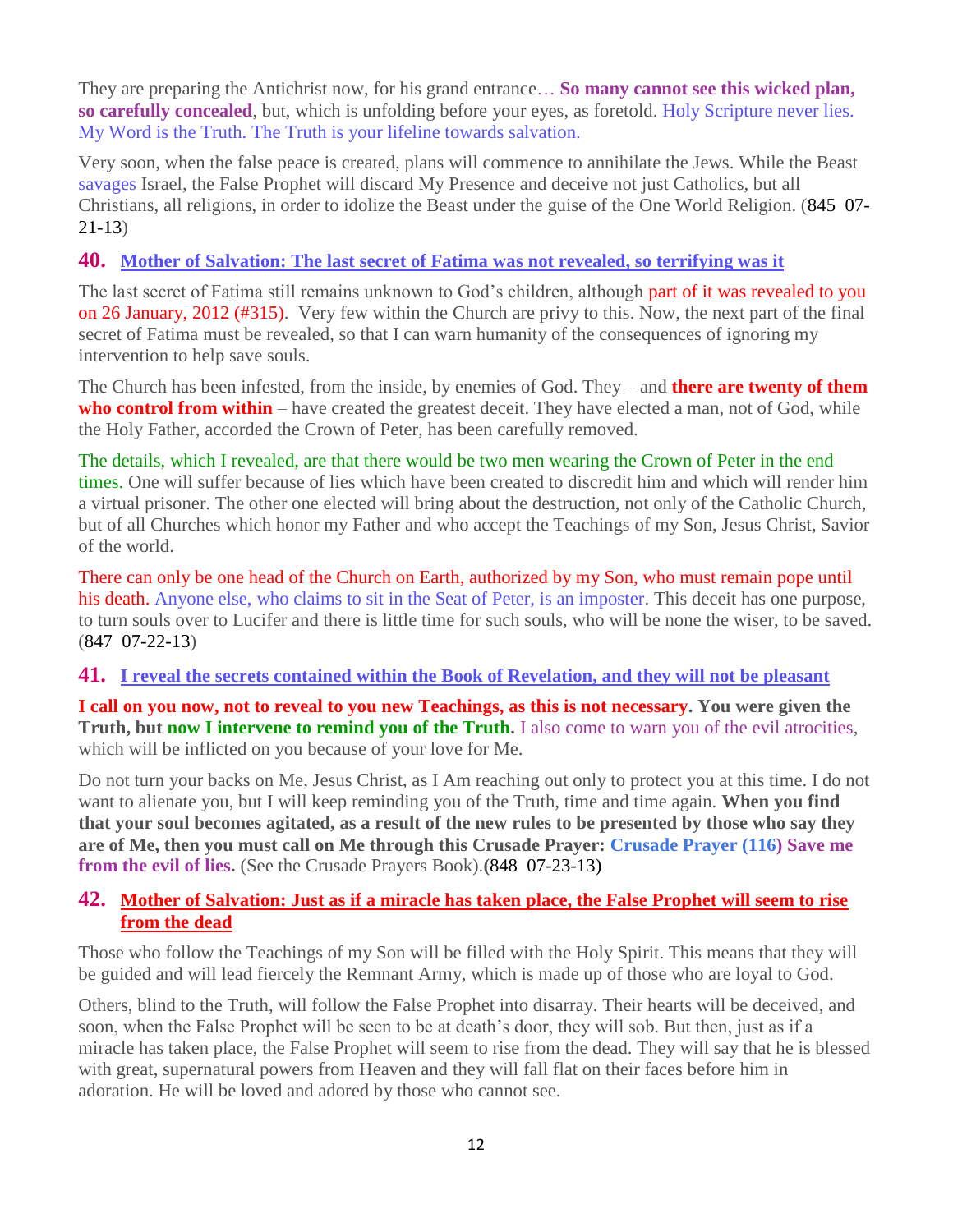They are preparing the Antichrist now, for his grand entrance… **So many cannot see this wicked plan, so carefully concealed**, but, which is unfolding before your eyes, as foretold. Holy Scripture never lies. My Word is the Truth. The Truth is your lifeline towards salvation.

Very soon, when the false peace is created, plans will commence to annihilate the Jews. While the Beast savages Israel, the False Prophet will discard My Presence and deceive not just Catholics, but all Christians, all religions, in order to idolize the Beast under the guise of the One World Religion. (845 07-21-13)

## 40. Mother of Salvation: The last secret of Fatima was not revealed, so terrifying was it

The last secret of Fatima still remains unknown to God's children, although part of it was revealed to you on 26 January, 2012 (#315). Very few within the Church are privy to this. Now, the next part of the final secret of Fatima must be revealed, so that I can warn humanity of the consequences of ignoring my intervention to help save souls.

The Church has been infested, from the inside, by enemies of God. They – and **there are twenty of them who control from within** – have created the greatest deceit. They have elected a man, not of God, while the Holy Father, accorded the Crown of Peter, has been carefully removed.

The details, which I revealed, are that there would be two men wearing the Crown of Peter in the end times. One will suffer because of lies which have been created to discredit him and which will render him a virtual prisoner. The other one elected will bring about the destruction, not only of the Catholic Church, but of all Churches which honor my Father and who accept the Teachings of my Son, Jesus Christ, Savior of the world.

There can only be one head of the Church on Earth, authorized by my Son, who must remain pope until his death. Anyone else, who claims to sit in the Seat of Peter, is an imposter. This deceit has one purpose, to turn souls over to Lucifer and there is little time for such souls, who will be none the wiser, to be saved. (847 07-22-13)

## 41. I reveal the secrets contained within the Book of Revelation, and they will not be pleasant

**I call on you now, not to reveal to you new Teachings, as this is not necessary. You were given the Truth, but now I intervene to remind you of the Truth.** I also come to warn you of the evil atrocities, which will be inflicted on you because of your love for Me.

Do not turn your backs on Me, Jesus Christ, as I Am reaching out only to protect you at this time. I do not want to alienate you, but I will keep reminding you of the Truth, time and time again. **When you find that your soul becomes agitated, as a result of the new rules to be presented by those who say they are of Me, then you must call on Me through this Crusade Prayer: Crusade Prayer (116) Save me from the evil of lies.** (See the Crusade Prayers Book).**(848 07-23-13)**

## 42. Mother of Salvation: Just as if a miracle has taken place, the False Prophet will seem to rise from the dead

Those who follow the Teachings of my Son will be filled with the Holy Spirit. This means that they will be guided and will lead fiercely the Remnant Army, which is made up of those who are loyal to God.

Others, blind to the Truth, will follow the False Prophet into disarray. Their hearts will be deceived, and soon, when the False Prophet will be seen to be at death's door, they will sob. But then, just as if a miracle has taken place, the False Prophet will seem to rise from the dead. They will say that he is blessed with great, supernatural powers from Heaven and they will fall flat on their faces before him in adoration. He will be loved and adored by those who cannot see.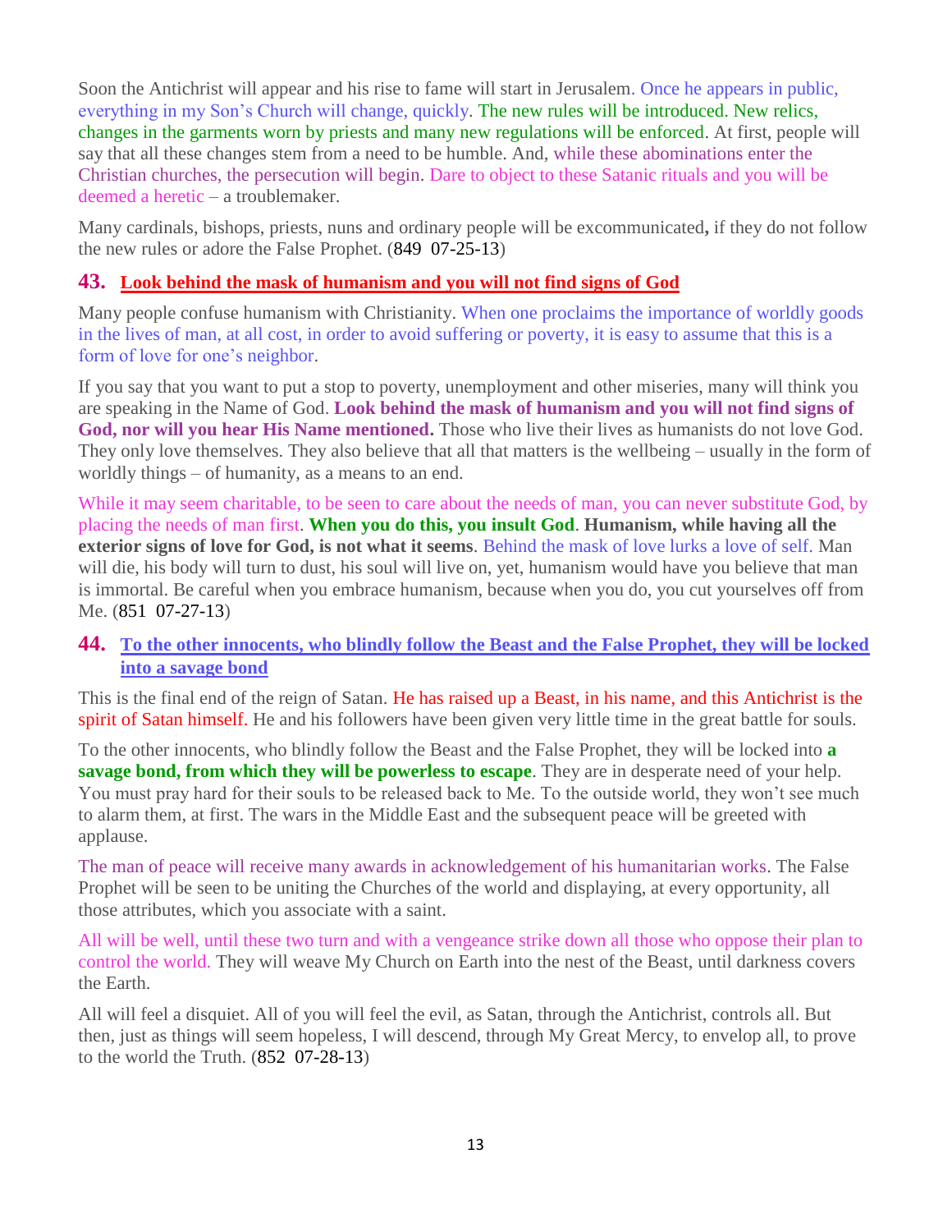Soon the Antichrist will appear and his rise to fame will start in Jerusalem. Once he appears in public, everything in my Son's Church will change, quickly. The new rules will be introduced. New relics, changes in the garments worn by priests and many new regulations will be enforced. At first, people will say that all these changes stem from a need to be humble. And, while these abominations enter the Christian churches, the persecution will begin. Dare to object to these Satanic rituals and you will be deemed a heretic – a troublemaker.

Many cardinals, bishops, priests, nuns and ordinary people will be excommunicated**,** if they do not follow the new rules or adore the False Prophet. (849 07-25-13)

## 43. Look behind the mask of humanism and you will not find signs of God

Many people confuse humanism with Christianity. When one proclaims the importance of worldly goods in the lives of man, at all cost, in order to avoid suffering or poverty, it is easy to assume that this is a form of love for one's neighbor.

If you say that you want to put a stop to poverty, unemployment and other miseries, many will think you are speaking in the Name of God. **Look behind the mask of humanism and you will not find signs of God, nor will you hear His Name mentioned.** Those who live their lives as humanists do not love God. They only love themselves. They also believe that all that matters is the wellbeing – usually in the form of worldly things – of humanity, as a means to an end.

While it may seem charitable, to be seen to care about the needs of man, you can never substitute God, by placing the needs of man first. **When you do this, you insult God**. **Humanism, while having all the exterior signs of love for God, is not what it seems**. Behind the mask of love lurks a love of self. Man will die, his body will turn to dust, his soul will live on, yet, humanism would have you believe that man is immortal. Be careful when you embrace humanism, because when you do, you cut yourselves off from Me. (851 07-27-13)

## 44. To the other innocents, who blindly follow the Beast and the False Prophet, they will be locked into a savage bond

This is the final end of the reign of Satan. He has raised up a Beast, in his name, and this Antichrist is the spirit of Satan himself. He and his followers have been given very little time in the great battle for souls.

To the other innocents, who blindly follow the Beast and the False Prophet, they will be locked into **a savage bond, from which they will be powerless to escape**. They are in desperate need of your help. You must pray hard for their souls to be released back to Me. To the outside world, they won't see much to alarm them, at first. The wars in the Middle East and the subsequent peace will be greeted with applause.

The man of peace will receive many awards in acknowledgement of his humanitarian works. The False Prophet will be seen to be uniting the Churches of the world and displaying, at every opportunity, all those attributes, which you associate with a saint.

All will be well, until these two turn and with a vengeance strike down all those who oppose their plan to control the world. They will weave My Church on Earth into the nest of the Beast, until darkness covers the Earth.

All will feel a disquiet. All of you will feel the evil, as Satan, through the Antichrist, controls all. But then, just as things will seem hopeless, I will descend, through My Great Mercy, to envelop all, to prove to the world the Truth. (852 07-28-13)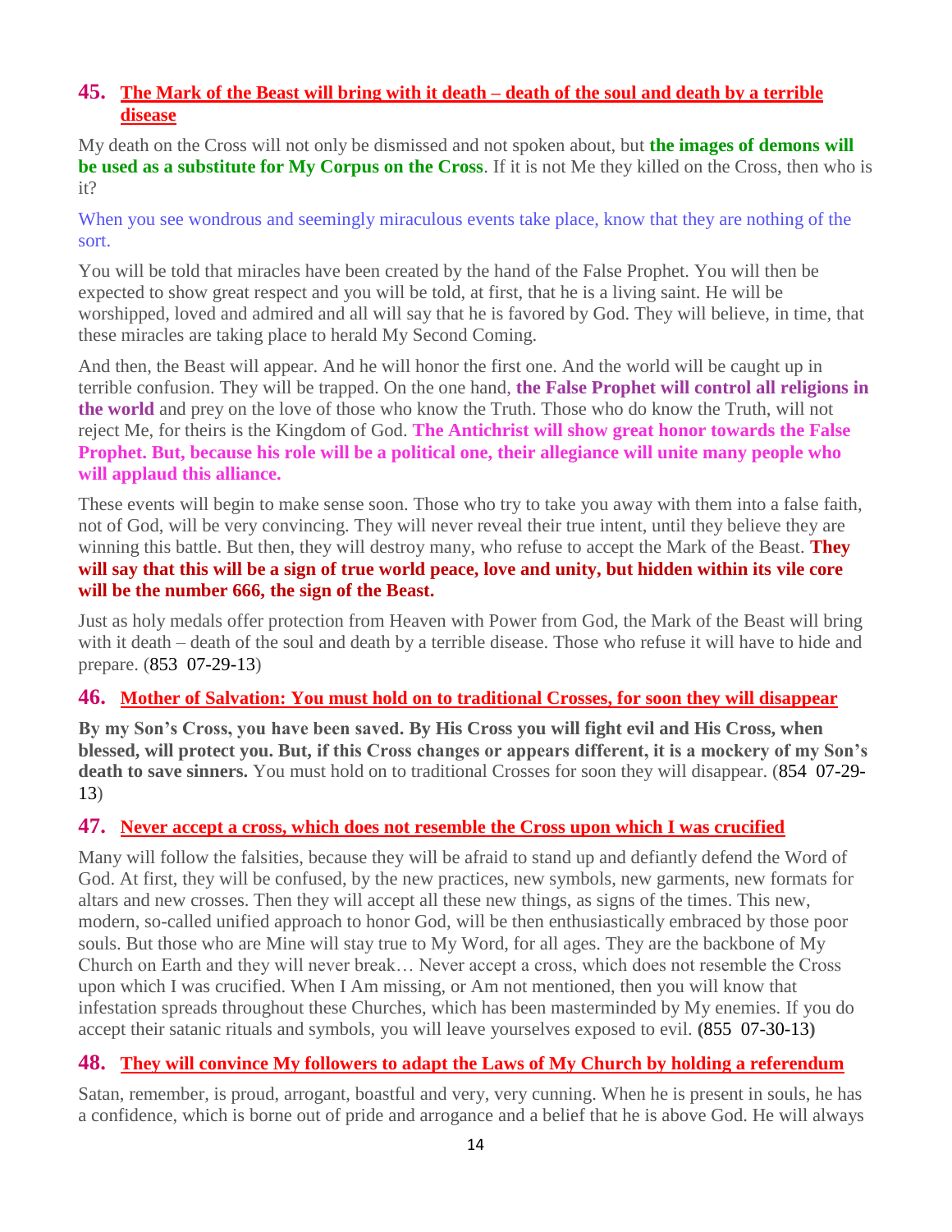## 45. The Mark of the Beast will bring with it death – death of the soul and death by a terrible disease

My death on the Cross will not only be dismissed and not spoken about, but **the images of demons will be used as a substitute for My Corpus on the Cross**. If it is not Me they killed on the Cross, then who is it?

When you see wondrous and seemingly miraculous events take place, know that they are nothing of the sort.

You will be told that miracles have been created by the hand of the False Prophet. You will then be expected to show great respect and you will be told, at first, that he is a living saint. He will be worshipped, loved and admired and all will say that he is favored by God. They will believe, in time, that these miracles are taking place to herald My Second Coming.

And then, the Beast will appear. And he will honor the first one. And the world will be caught up in terrible confusion. They will be trapped. On the one hand, **the False Prophet will control all religions in the world** and prey on the love of those who know the Truth. Those who do know the Truth, will not reject Me, for theirs is the Kingdom of God. **The Antichrist will show great honor towards the False Prophet. But, because his role will be a political one, their allegiance will unite many people who will applaud this alliance.**

These events will begin to make sense soon. Those who try to take you away with them into a false faith, not of God, will be very convincing. They will never reveal their true intent, until they believe they are winning this battle. But then, they will destroy many, who refuse to accept the Mark of the Beast. **They will say that this will be a sign of true world peace, love and unity, but hidden within its vile core will be the number 666, the sign of the Beast.**

Just as holy medals offer protection from Heaven with Power from God, the Mark of the Beast will bring with it death – death of the soul and death by a terrible disease. Those who refuse it will have to hide and prepare. (853 07-29-13)

## 46. Mother of Salvation: You must hold on to traditional Crosses, for soon they will disappear

**By my Son's Cross, you have been saved. By His Cross you will fight evil and His Cross, when blessed, will protect you. But, if this Cross changes or appears different, it is a mockery of my Son's death to save sinners.** You must hold on to traditional Crosses for soon they will disappear. (854 07-29-13)

## 47. Never accept a cross, which does not resemble the Cross upon which I was crucified

Many will follow the falsities, because they will be afraid to stand up and defiantly defend the Word of God. At first, they will be confused, by the new practices, new symbols, new garments, new formats for altars and new crosses. Then they will accept all these new things, as signs of the times. This new, modern, so-called unified approach to honor God, will be then enthusiastically embraced by those poor souls. But those who are Mine will stay true to My Word, for all ages. They are the backbone of My Church on Earth and they will never break… Never accept a cross, which does not resemble the Cross upon which I was crucified. When I Am missing, or Am not mentioned, then you will know that infestation spreads throughout these Churches, which has been masterminded by My enemies. If you do accept their satanic rituals and symbols, you will leave yourselves exposed to evil. **(**855 07-30-13**)**

## 48. They will convince My followers to adapt the Laws of My Church by holding a referendum

Satan, remember, is proud, arrogant, boastful and very, very cunning. When he is present in souls, he has a confidence, which is borne out of pride and arrogance and a belief that he is above God. He will always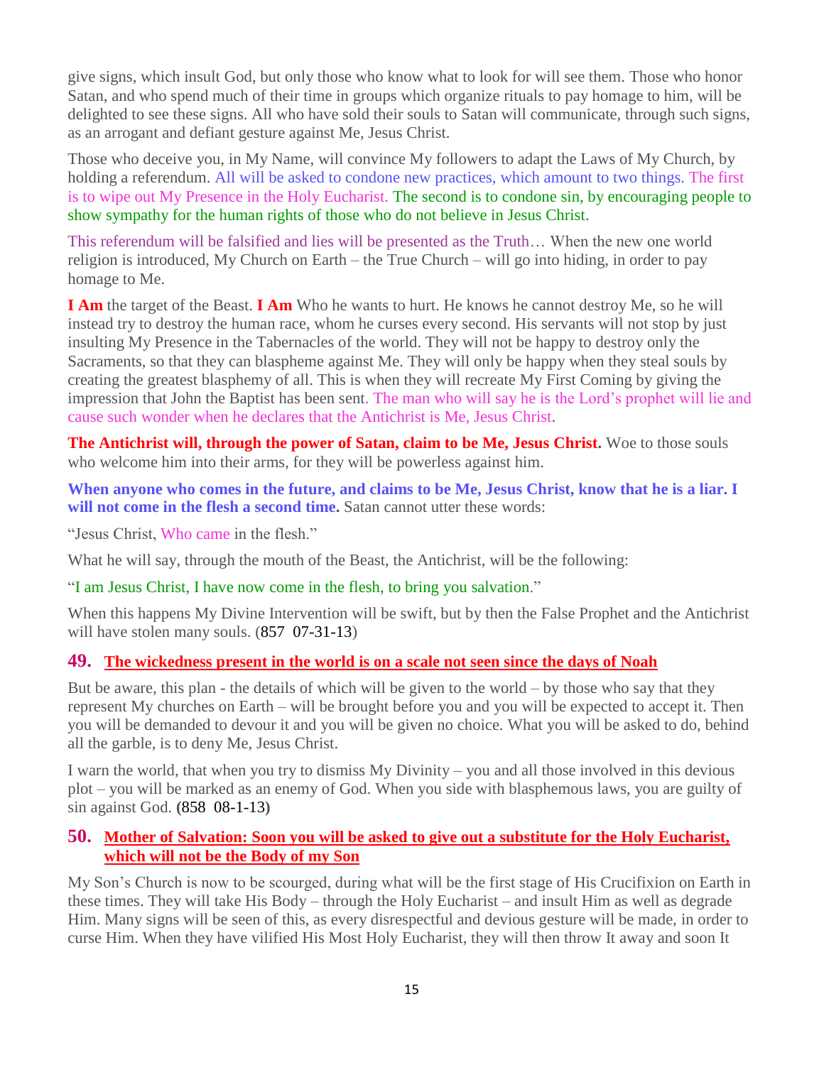give signs, which insult God, but only those who know what to look for will see them. Those who honor Satan, and who spend much of their time in groups which organize rituals to pay homage to him, will be delighted to see these signs. All who have sold their souls to Satan will communicate, through such signs, as an arrogant and defiant gesture against Me, Jesus Christ.

Those who deceive you, in My Name, will convince My followers to adapt the Laws of My Church, by holding a referendum. All will be asked to condone new practices, which amount to two things. The first is to wipe out My Presence in the Holy Eucharist. The second is to condone sin, by encouraging people to show sympathy for the human rights of those who do not believe in Jesus Christ.

This referendum will be falsified and lies will be presented as the Truth… When the new one world religion is introduced, My Church on Earth – the True Church – will go into hiding, in order to pay homage to Me.

**I Am** the target of the Beast. **I Am** Who he wants to hurt. He knows he cannot destroy Me, so he will instead try to destroy the human race, whom he curses every second. His servants will not stop by just insulting My Presence in the Tabernacles of the world. They will not be happy to destroy only the Sacraments, so that they can blaspheme against Me. They will only be happy when they steal souls by creating the greatest blasphemy of all. This is when they will recreate My First Coming by giving the impression that John the Baptist has been sent. The man who will say he is the Lord's prophet will lie and cause such wonder when he declares that the Antichrist is Me, Jesus Christ.

**The Antichrist will, through the power of Satan, claim to be Me, Jesus Christ.** Woe to those souls who welcome him into their arms, for they will be powerless against him.

**When anyone who comes in the future, and claims to be Me, Jesus Christ, know that he is a liar. I will not come in the flesh a second time.** Satan cannot utter these words:

"Jesus Christ, Who came in the flesh."

What he will say, through the mouth of the Beast, the Antichrist, will be the following:

"I am Jesus Christ, I have now come in the flesh, to bring you salvation."

When this happens My Divine Intervention will be swift, but by then the False Prophet and the Antichrist will have stolen many souls. (857 07-31-13)

## 49. The wickedness present in the world is on a scale not seen since the days of Noah

But be aware, this plan - the details of which will be given to the world – by those who say that they represent My churches on Earth – will be brought before you and you will be expected to accept it. Then you will be demanded to devour it and you will be given no choice. What you will be asked to do, behind all the garble, is to deny Me, Jesus Christ.

I warn the world, that when you try to dismiss My Divinity – you and all those involved in this devious plot – you will be marked as an enemy of God. When you side with blasphemous laws, you are guilty of sin against God. **(**858 08-1-13**)**

## 50. Mother of Salvation: Soon you will be asked to give out a substitute for the Holy Eucharist, which will not be the Body of my Son

My Son's Church is now to be scourged, during what will be the first stage of His Crucifixion on Earth in these times. They will take His Body – through the Holy Eucharist – and insult Him as well as degrade Him. Many signs will be seen of this, as every disrespectful and devious gesture will be made, in order to curse Him. When they have vilified His Most Holy Eucharist, they will then throw It away and soon It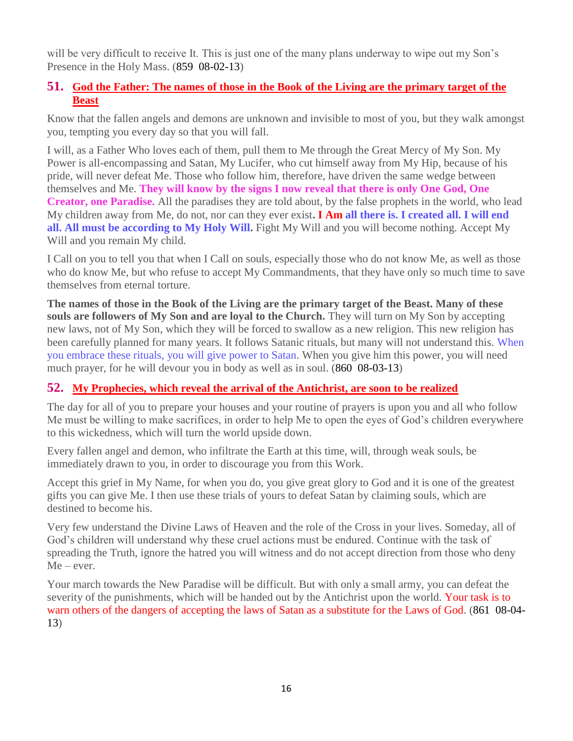will be very difficult to receive It. This is just one of the many plans underway to wipe out my Son's Presence in the Holy Mass. (859 08-02-13)

## 51. God the Father: The names of those in the Book of the Living are the primary target of the Beast

Know that the fallen angels and demons are unknown and invisible to most of you, but they walk amongst you, tempting you every day so that you will fall.

I will, as a Father Who loves each of them, pull them to Me through the Great Mercy of My Son. My Power is all-encompassing and Satan, My Lucifer, who cut himself away from My Hip, because of his pride, will never defeat Me. Those who follow him, therefore, have driven the same wedge between themselves and Me. **They will know by the signs I now reveal that there is only One God, One Creator, one Paradise.** All the paradises they are told about, by the false prophets in the world, who lead My children away from Me, do not, nor can they ever exist**. I Am all there is. I created all. I will end all. All must be according to My Holy Will.** Fight My Will and you will become nothing. Accept My Will and you remain My child.

I Call on you to tell you that when I Call on souls, especially those who do not know Me, as well as those who do know Me, but who refuse to accept My Commandments, that they have only so much time to save themselves from eternal torture.

**The names of those in the Book of the Living are the primary target of the Beast. Many of these souls are followers of My Son and are loyal to the Church.** They will turn on My Son by accepting new laws, not of My Son, which they will be forced to swallow as a new religion. This new religion has been carefully planned for many years. It follows Satanic rituals, but many will not understand this. When you embrace these rituals, you will give power to Satan. When you give him this power, you will need much prayer, for he will devour you in body as well as in soul. (860 08-03-13)

## 52. My Prophecies, which reveal the arrival of the Antichrist, are soon to be realized

The day for all of you to prepare your houses and your routine of prayers is upon you and all who follow Me must be willing to make sacrifices, in order to help Me to open the eyes of God's children everywhere to this wickedness, which will turn the world upside down.

Every fallen angel and demon, who infiltrate the Earth at this time, will, through weak souls, be immediately drawn to you, in order to discourage you from this Work.

Accept this grief in My Name, for when you do, you give great glory to God and it is one of the greatest gifts you can give Me. I then use these trials of yours to defeat Satan by claiming souls, which are destined to become his.

Very few understand the Divine Laws of Heaven and the role of the Cross in your lives. Someday, all of God's children will understand why these cruel actions must be endured. Continue with the task of spreading the Truth, ignore the hatred you will witness and do not accept direction from those who deny Me – ever.

Your march towards the New Paradise will be difficult. But with only a small army, you can defeat the severity of the punishments, which will be handed out by the Antichrist upon the world. Your task is to warn others of the dangers of accepting the laws of Satan as a substitute for the Laws of God. (861 08-04-13)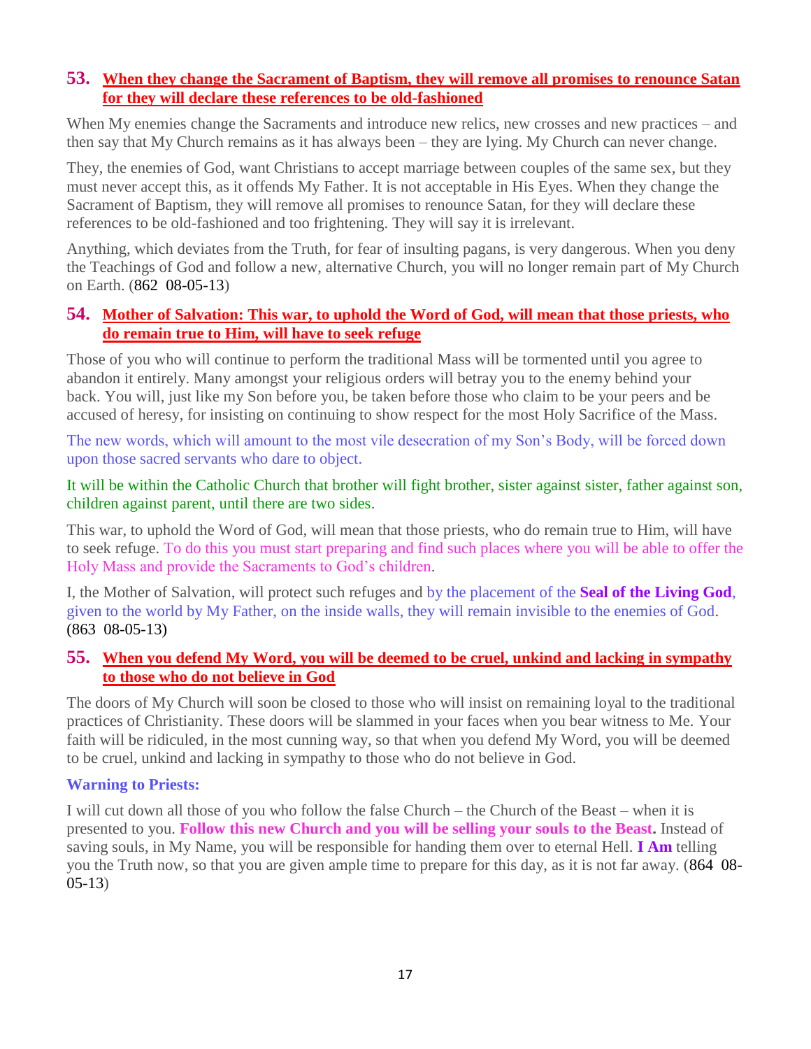## 53. When they change the Sacrament of Baptism, they will remove all promises to renounce Satan for they will declare these references to be old-fashioned

When My enemies change the Sacraments and introduce new relics, new crosses and new practices – and then say that My Church remains as it has always been – they are lying. My Church can never change.

They, the enemies of God, want Christians to accept marriage between couples of the same sex, but they must never accept this, as it offends My Father. It is not acceptable in His Eyes. When they change the Sacrament of Baptism, they will remove all promises to renounce Satan, for they will declare these references to be old-fashioned and too frightening. They will say it is irrelevant.

Anything, which deviates from the Truth, for fear of insulting pagans, is very dangerous. When you deny the Teachings of God and follow a new, alternative Church, you will no longer remain part of My Church on Earth. (862 08-05-13)

## 54. Mother of Salvation: This war, to uphold the Word of God, will mean that those priests, who do remain true to Him, will have to seek refuge

Those of you who will continue to perform the traditional Mass will be tormented until you agree to abandon it entirely. Many amongst your religious orders will betray you to the enemy behind your back. You will, just like my Son before you, be taken before those who claim to be your peers and be accused of heresy, for insisting on continuing to show respect for the most Holy Sacrifice of the Mass.

The new words, which will amount to the most vile desecration of my Son's Body, will be forced down upon those sacred servants who dare to object.

It will be within the Catholic Church that brother will fight brother, sister against sister, father against son, children against parent, until there are two sides.

This war, to uphold the Word of God, will mean that those priests, who do remain true to Him, will have to seek refuge. To do this you must start preparing and find such places where you will be able to offer the Holy Mass and provide the Sacraments to God's children.

I, the Mother of Salvation, will protect such refuges and by the placement of the **Seal of the Living God**, given to the world by My Father, on the inside walls, they will remain invisible to the enemies of God. (863 08-05-13)

## 55. When you defend My Word, you will be deemed to be cruel, unkind and lacking in sympathy to those who do not believe in God

The doors of My Church will soon be closed to those who will insist on remaining loyal to the traditional practices of Christianity. These doors will be slammed in your faces when you bear witness to Me. Your faith will be ridiculed, in the most cunning way, so that when you defend My Word, you will be deemed to be cruel, unkind and lacking in sympathy to those who do not believe in God.

**Warning to Priests:**

I will cut down all those of you who follow the false Church – the Church of the Beast – when it is presented to you. **Follow this new Church and you will be selling your souls to the Beast.** Instead of saving souls, in My Name, you will be responsible for handing them over to eternal Hell. **I Am** telling you the Truth now, so that you are given ample time to prepare for this day, as it is not far away. (864 08-05-13)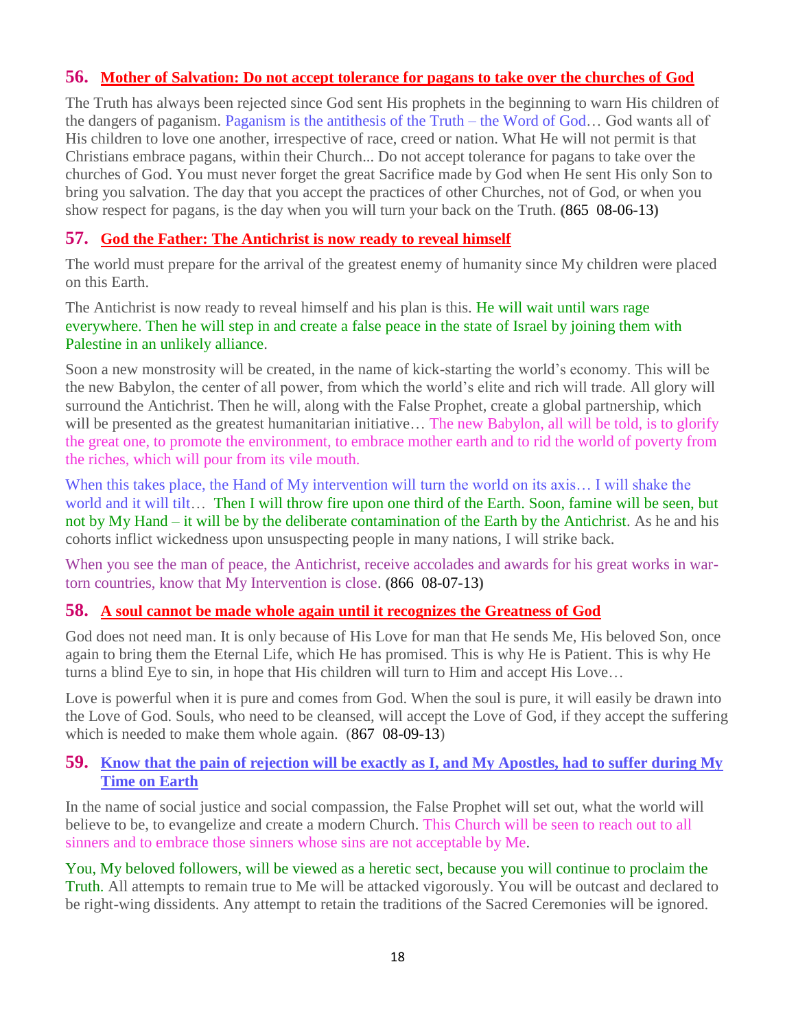### 56. Mother of Salvation: Do not accept tolerance for pagans to take over the churches of God

The Truth has always been rejected since God sent His prophets in the beginning to warn His children of the dangers of paganism. Paganism is the antithesis of the Truth – the Word of God… God wants all of His children to love one another, irrespective of race, creed or nation. What He will not permit is that Christians embrace pagans, within their Church... Do not accept tolerance for pagans to take over the churches of God. You must never forget the great Sacrifice made by God when He sent His only Son to bring you salvation. The day that you accept the practices of other Churches, not of God, or when you show respect for pagans, is the day when you will turn your back on the Truth. (865 08-06-13)

### 57. God the Father: The Antichrist is now ready to reveal himself

The world must prepare for the arrival of the greatest enemy of humanity since My children were placed on this Earth.

The Antichrist is now ready to reveal himself and his plan is this. He will wait until wars rage everywhere. Then he will step in and create a false peace in the state of Israel by joining them with Palestine in an unlikely alliance.

Soon a new monstrosity will be created, in the name of kick-starting the world's economy. This will be the new Babylon, the center of all power, from which the world's elite and rich will trade. All glory will surround the Antichrist. Then he will, along with the False Prophet, create a global partnership, which will be presented as the greatest humanitarian initiative… The new Babylon, all will be told, is to glorify the great one, to promote the environment, to embrace mother earth and to rid the world of poverty from the riches, which will pour from its vile mouth.

When this takes place, the Hand of My intervention will turn the world on its axis… I will shake the world and it will tilt… Then I will throw fire upon one third of the Earth. Soon, famine will be seen, but not by My Hand – it will be by the deliberate contamination of the Earth by the Antichrist. As he and his cohorts inflict wickedness upon unsuspecting people in many nations, I will strike back.

When you see the man of peace, the Antichrist, receive accolades and awards for his great works in war-torn countries, know that My Intervention is close. (866 08-07-13)

### 58. A soul cannot be made whole again until it recognizes the Greatness of God

God does not need man. It is only because of His Love for man that He sends Me, His beloved Son, once again to bring them the Eternal Life, which He has promised. This is why He is Patient. This is why He turns a blind Eye to sin, in hope that His children will turn to Him and accept His Love…

Love is powerful when it is pure and comes from God. When the soul is pure, it will easily be drawn into the Love of God. Souls, who need to be cleansed, will accept the Love of God, if they accept the suffering which is needed to make them whole again. (867 08-09-13)

### 59. Know that the pain of rejection will be exactly as I, and My Apostles, had to suffer during My Time on Earth

In the name of social justice and social compassion, the False Prophet will set out, what the world will believe to be, to evangelize and create a modern Church. This Church will be seen to reach out to all sinners and to embrace those sinners whose sins are not acceptable by Me.

You, My beloved followers, will be viewed as a heretic sect, because you will continue to proclaim the Truth. All attempts to remain true to Me will be attacked vigorously. You will be outcast and declared to be right-wing dissidents. Any attempt to retain the traditions of the Sacred Ceremonies will be ignored.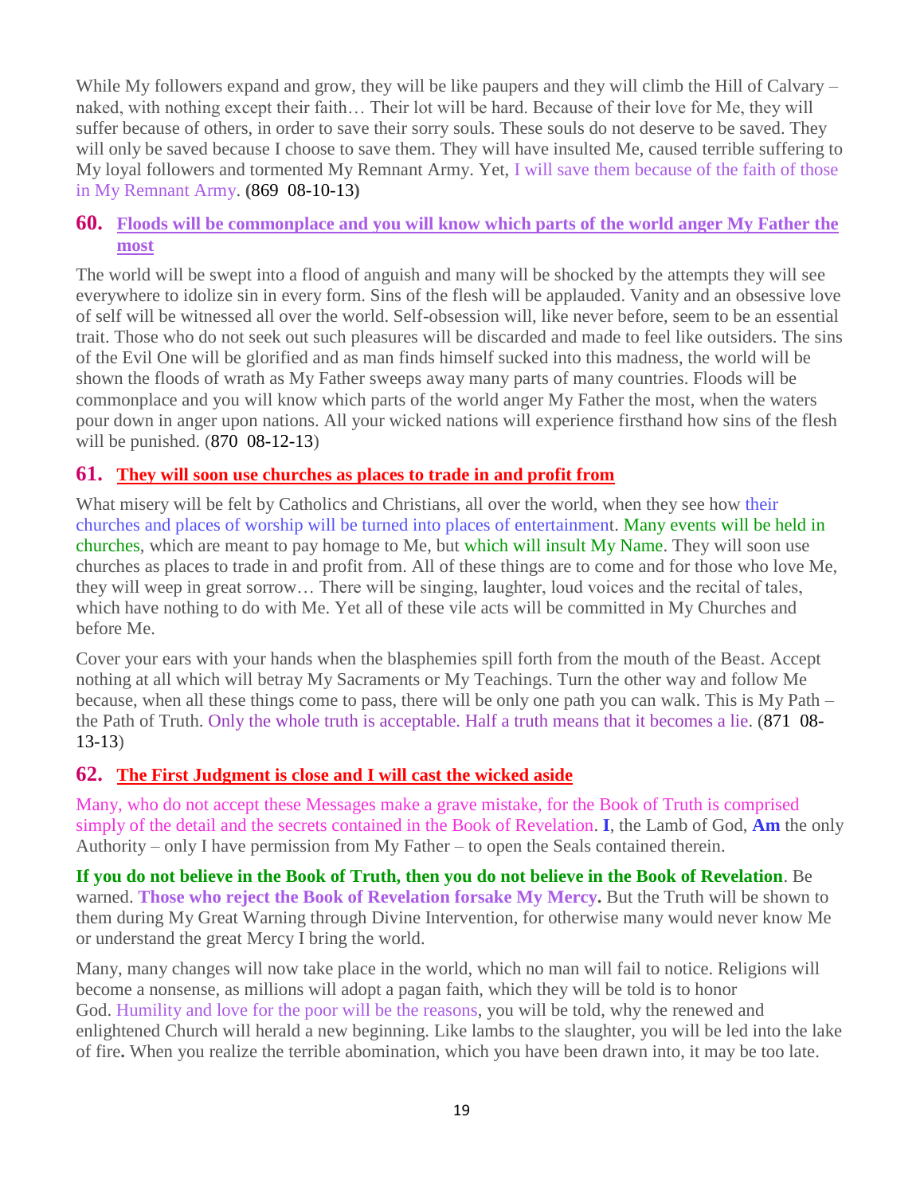While My followers expand and grow, they will be like paupers and they will climb the Hill of Calvary – naked, with nothing except their faith… Their lot will be hard. Because of their love for Me, they will suffer because of others, in order to save their sorry souls. These souls do not deserve to be saved. They will only be saved because I choose to save them. They will have insulted Me, caused terrible suffering to My loyal followers and tormented My Remnant Army. Yet, I will save them because of the faith of those in My Remnant Army. **(**869 08-10-13**)**

## 60. Floods will be commonplace and you will know which parts of the world anger My Father the most

The world will be swept into a flood of anguish and many will be shocked by the attempts they will see everywhere to idolize sin in every form. Sins of the flesh will be applauded. Vanity and an obsessive love of self will be witnessed all over the world. Self-obsession will, like never before, seem to be an essential trait. Those who do not seek out such pleasures will be discarded and made to feel like outsiders. The sins of the Evil One will be glorified and as man finds himself sucked into this madness, the world will be shown the floods of wrath as My Father sweeps away many parts of many countries. Floods will be commonplace and you will know which parts of the world anger My Father the most, when the waters pour down in anger upon nations. All your wicked nations will experience firsthand how sins of the flesh will be punished. (870 08-12-13)

## 61. They will soon use churches as places to trade in and profit from

What misery will be felt by Catholics and Christians, all over the world, when they see how their churches and places of worship will be turned into places of entertainment. Many events will be held in churches, which are meant to pay homage to Me, but which will insult My Name. They will soon use churches as places to trade in and profit from. All of these things are to come and for those who love Me, they will weep in great sorrow… There will be singing, laughter, loud voices and the recital of tales, which have nothing to do with Me. Yet all of these vile acts will be committed in My Churches and before Me.

Cover your ears with your hands when the blasphemies spill forth from the mouth of the Beast. Accept nothing at all which will betray My Sacraments or My Teachings. Turn the other way and follow Me because, when all these things come to pass, there will be only one path you can walk. This is My Path – the Path of Truth. Only the whole truth is acceptable. Half a truth means that it becomes a lie. (871 08-13-13)

## 62. The First Judgment is close and I will cast the wicked aside

Many, who do not accept these Messages make a grave mistake, for the Book of Truth is comprised simply of the detail and the secrets contained in the Book of Revelation. **I**, the Lamb of God, **Am** the only Authority – only I have permission from My Father – to open the Seals contained therein.

**If you do not believe in the Book of Truth, then you do not believe in the Book of Revelation**. Be warned. **Those who reject the Book of Revelation forsake My Mercy.** But the Truth will be shown to them during My Great Warning through Divine Intervention, for otherwise many would never know Me or understand the great Mercy I bring the world.

Many, many changes will now take place in the world, which no man will fail to notice. Religions will become a nonsense, as millions will adopt a pagan faith, which they will be told is to honor God. Humility and love for the poor will be the reasons, you will be told, why the renewed and enlightened Church will herald a new beginning. Like lambs to the slaughter, you will be led into the lake of fire**.** When you realize the terrible abomination, which you have been drawn into, it may be too late.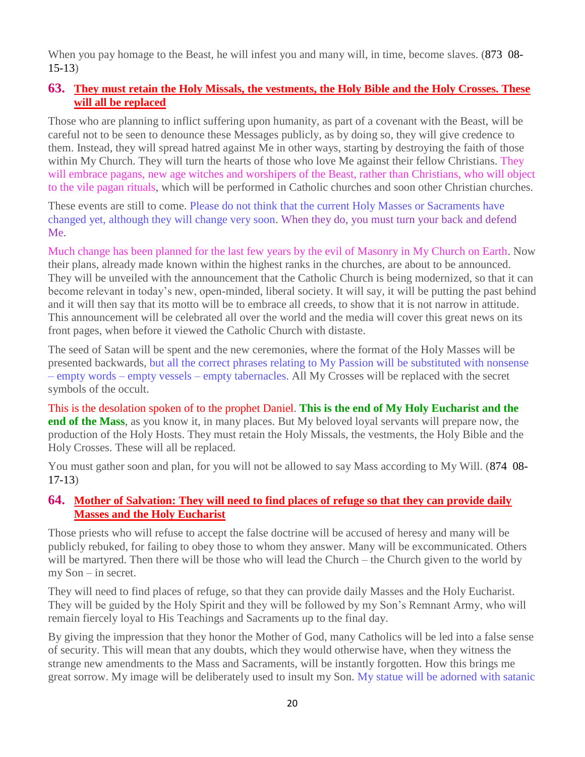When you pay homage to the Beast, he will infest you and many will, in time, become slaves. (873 08-15-13)

## 63. They must retain the Holy Missals, the vestments, the Holy Bible and the Holy Crosses. These will all be replaced

Those who are planning to inflict suffering upon humanity, as part of a covenant with the Beast, will be careful not to be seen to denounce these Messages publicly, as by doing so, they will give credence to them. Instead, they will spread hatred against Me in other ways, starting by destroying the faith of those within My Church. They will turn the hearts of those who love Me against their fellow Christians. They will embrace pagans, new age witches and worshipers of the Beast, rather than Christians, who will object to the vile pagan rituals, which will be performed in Catholic churches and soon other Christian churches.

These events are still to come. Please do not think that the current Holy Masses or Sacraments have changed yet, although they will change very soon. When they do, you must turn your back and defend Me.

Much change has been planned for the last few years by the evil of Masonry in My Church on Earth. Now their plans, already made known within the highest ranks in the churches, are about to be announced. They will be unveiled with the announcement that the Catholic Church is being modernized, so that it can become relevant in today's new, open-minded, liberal society. It will say, it will be putting the past behind and it will then say that its motto will be to embrace all creeds, to show that it is not narrow in attitude. This announcement will be celebrated all over the world and the media will cover this great news on its front pages, when before it viewed the Catholic Church with distaste.

The seed of Satan will be spent and the new ceremonies, where the format of the Holy Masses will be presented backwards, but all the correct phrases relating to My Passion will be substituted with nonsense – empty words – empty vessels – empty tabernacles. All My Crosses will be replaced with the secret symbols of the occult.

This is the desolation spoken of to the prophet Daniel. **This is the end of My Holy Eucharist and the end of the Mass**, as you know it, in many places. But My beloved loyal servants will prepare now, the production of the Holy Hosts. They must retain the Holy Missals, the vestments, the Holy Bible and the Holy Crosses. These will all be replaced.

You must gather soon and plan, for you will not be allowed to say Mass according to My Will. (874 08-17-13)

## 64. Mother of Salvation: They will need to find places of refuge so that they can provide daily Masses and the Holy Eucharist

Those priests who will refuse to accept the false doctrine will be accused of heresy and many will be publicly rebuked, for failing to obey those to whom they answer. Many will be excommunicated. Others will be martyred. Then there will be those who will lead the Church – the Church given to the world by my Son – in secret.

They will need to find places of refuge, so that they can provide daily Masses and the Holy Eucharist. They will be guided by the Holy Spirit and they will be followed by my Son's Remnant Army, who will remain fiercely loyal to His Teachings and Sacraments up to the final day.

By giving the impression that they honor the Mother of God, many Catholics will be led into a false sense of security. This will mean that any doubts, which they would otherwise have, when they witness the strange new amendments to the Mass and Sacraments, will be instantly forgotten. How this brings me great sorrow. My image will be deliberately used to insult my Son. My statue will be adorned with satanic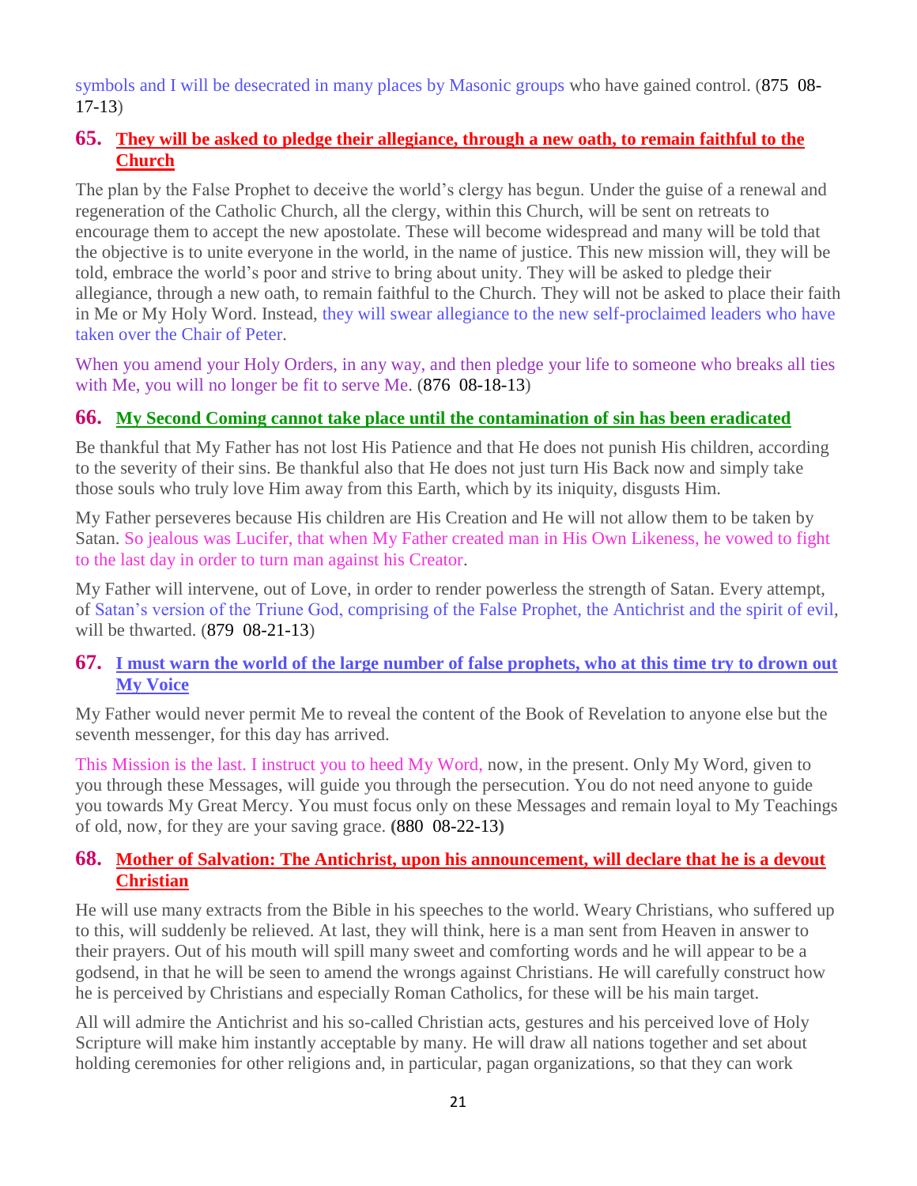symbols and I will be desecrated in many places by Masonic groups who have gained control. (875 08-17-13)

## 65. They will be asked to pledge their allegiance, through a new oath, to remain faithful to the Church

The plan by the False Prophet to deceive the world's clergy has begun. Under the guise of a renewal and regeneration of the Catholic Church, all the clergy, within this Church, will be sent on retreats to encourage them to accept the new apostolate. These will become widespread and many will be told that the objective is to unite everyone in the world, in the name of justice. This new mission will, they will be told, embrace the world's poor and strive to bring about unity. They will be asked to pledge their allegiance, through a new oath, to remain faithful to the Church. They will not be asked to place their faith in Me or My Holy Word. Instead, they will swear allegiance to the new self-proclaimed leaders who have taken over the Chair of Peter.

When you amend your Holy Orders, in any way, and then pledge your life to someone who breaks all ties with Me, you will no longer be fit to serve Me. (876 08-18-13)

## 66. My Second Coming cannot take place until the contamination of sin has been eradicated

Be thankful that My Father has not lost His Patience and that He does not punish His children, according to the severity of their sins. Be thankful also that He does not just turn His Back now and simply take those souls who truly love Him away from this Earth, which by its iniquity, disgusts Him.

My Father perseveres because His children are His Creation and He will not allow them to be taken by Satan. So jealous was Lucifer, that when My Father created man in His Own Likeness, he vowed to fight to the last day in order to turn man against his Creator.

My Father will intervene, out of Love, in order to render powerless the strength of Satan. Every attempt, of Satan's version of the Triune God, comprising of the False Prophet, the Antichrist and the spirit of evil, will be thwarted. (879 08-21-13)

## 67. I must warn the world of the large number of false prophets, who at this time try to drown out My Voice

My Father would never permit Me to reveal the content of the Book of Revelation to anyone else but the seventh messenger, for this day has arrived.

This Mission is the last. I instruct you to heed My Word, now, in the present. Only My Word, given to you through these Messages, will guide you through the persecution. You do not need anyone to guide you towards My Great Mercy. You must focus only on these Messages and remain loyal to My Teachings of old, now, for they are your saving grace. **(**880 08-22-13**)**

## 68. Mother of Salvation: The Antichrist, upon his announcement, will declare that he is a devout Christian

He will use many extracts from the Bible in his speeches to the world. Weary Christians, who suffered up to this, will suddenly be relieved. At last, they will think, here is a man sent from Heaven in answer to their prayers. Out of his mouth will spill many sweet and comforting words and he will appear to be a godsend, in that he will be seen to amend the wrongs against Christians. He will carefully construct how he is perceived by Christians and especially Roman Catholics, for these will be his main target.

All will admire the Antichrist and his so-called Christian acts, gestures and his perceived love of Holy Scripture will make him instantly acceptable by many. He will draw all nations together and set about holding ceremonies for other religions and, in particular, pagan organizations, so that they can work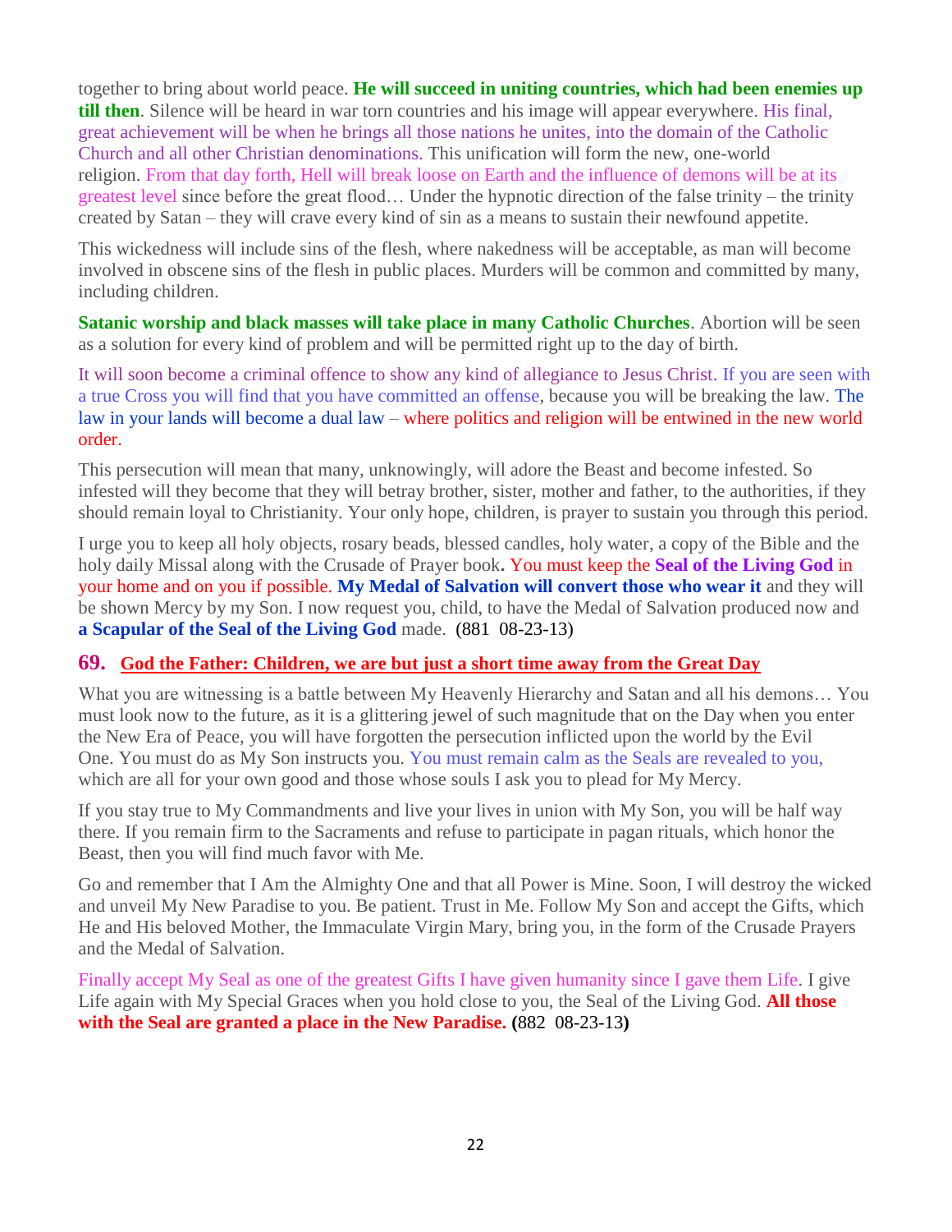together to bring about world peace. **He will succeed in uniting countries, which had been enemies up till then**. Silence will be heard in war torn countries and his image will appear everywhere. His final, great achievement will be when he brings all those nations he unites, into the domain of the Catholic Church and all other Christian denominations. This unification will form the new, one-world religion. From that day forth, Hell will break loose on Earth and the influence of demons will be at its greatest level since before the great flood… Under the hypnotic direction of the false trinity – the trinity created by Satan – they will crave every kind of sin as a means to sustain their newfound appetite.

This wickedness will include sins of the flesh, where nakedness will be acceptable, as man will become involved in obscene sins of the flesh in public places. Murders will be common and committed by many, including children.

**Satanic worship and black masses will take place in many Catholic Churches**. Abortion will be seen as a solution for every kind of problem and will be permitted right up to the day of birth.

It will soon become a criminal offence to show any kind of allegiance to Jesus Christ. If you are seen with a true Cross you will find that you have committed an offense, because you will be breaking the law. The law in your lands will become a dual law – where politics and religion will be entwined in the new world order.

This persecution will mean that many, unknowingly, will adore the Beast and become infested. So infested will they become that they will betray brother, sister, mother and father, to the authorities, if they should remain loyal to Christianity. Your only hope, children, is prayer to sustain you through this period.

I urge you to keep all holy objects, rosary beads, blessed candles, holy water, a copy of the Bible and the holy daily Missal along with the Crusade of Prayer book**.** You must keep the **Seal of the Living God** in your home and on you if possible. **My Medal of Salvation will convert those who wear it** and they will be shown Mercy by my Son. I now request you, child, to have the Medal of Salvation produced now and **a Scapular of the Seal of the Living God** made. **(**881 08-23-13**)**

## 69. God the Father: Children, we are but just a short time away from the Great Day

What you are witnessing is a battle between My Heavenly Hierarchy and Satan and all his demons… You must look now to the future, as it is a glittering jewel of such magnitude that on the Day when you enter the New Era of Peace, you will have forgotten the persecution inflicted upon the world by the Evil One. You must do as My Son instructs you. You must remain calm as the Seals are revealed to you, which are all for your own good and those whose souls I ask you to plead for My Mercy.

If you stay true to My Commandments and live your lives in union with My Son, you will be half way there. If you remain firm to the Sacraments and refuse to participate in pagan rituals, which honor the Beast, then you will find much favor with Me.

Go and remember that I Am the Almighty One and that all Power is Mine. Soon, I will destroy the wicked and unveil My New Paradise to you. Be patient. Trust in Me. Follow My Son and accept the Gifts, which He and His beloved Mother, the Immaculate Virgin Mary, bring you, in the form of the Crusade Prayers and the Medal of Salvation.

Finally accept My Seal as one of the greatest Gifts I have given humanity since I gave them Life. I give Life again with My Special Graces when you hold close to you, the Seal of the Living God. **All those with the Seal are granted a place in the New Paradise. (**882 08-23-13**)**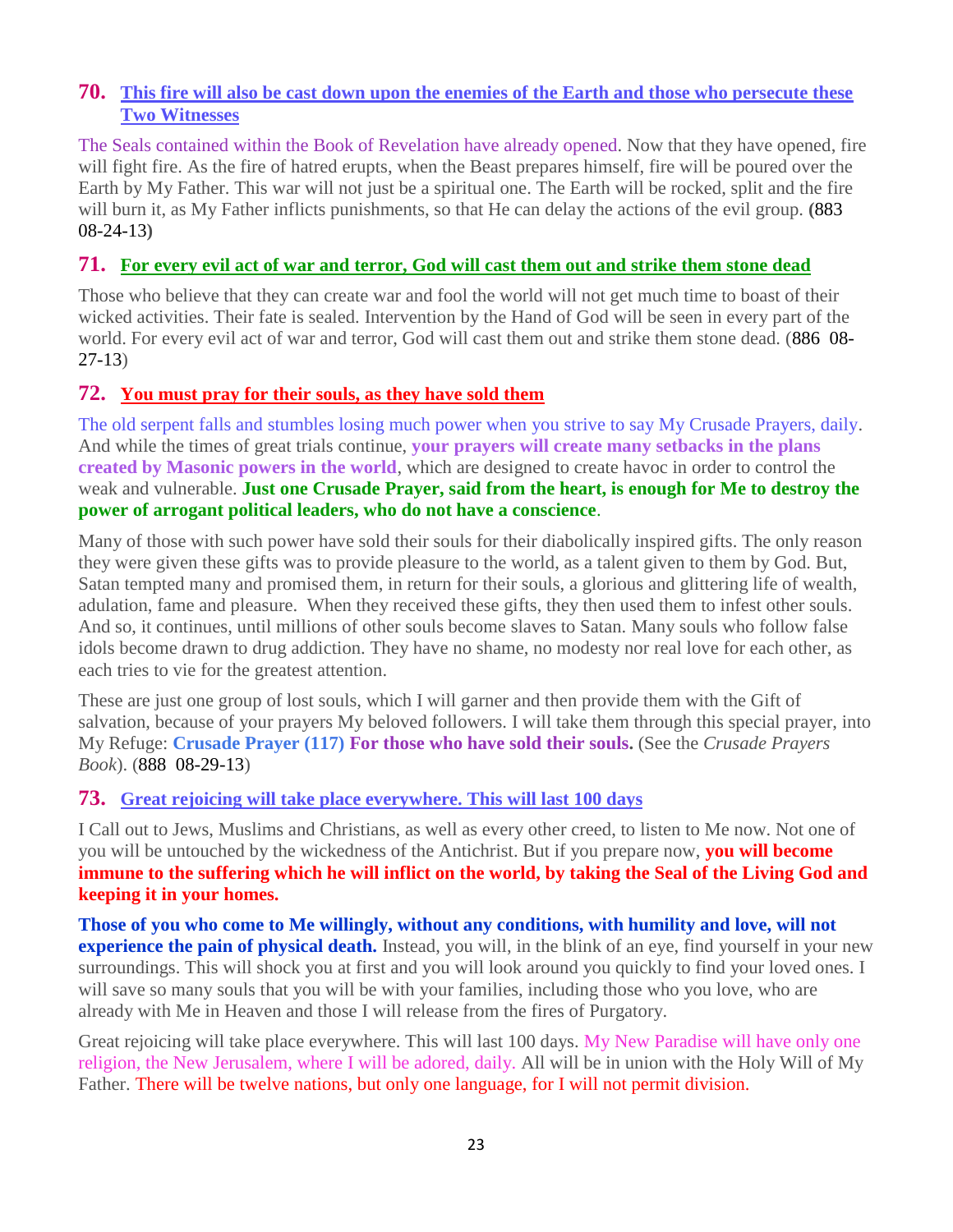## 70. This fire will also be cast down upon the enemies of the Earth and those who persecute these Two Witnesses

The Seals contained within the Book of Revelation have already opened. Now that they have opened, fire will fight fire. As the fire of hatred erupts, when the Beast prepares himself, fire will be poured over the Earth by My Father. This war will not just be a spiritual one. The Earth will be rocked, split and the fire will burn it, as My Father inflicts punishments, so that He can delay the actions of the evil group. **(**883 08-24-13**)**

## 71. For every evil act of war and terror, God will cast them out and strike them stone dead

Those who believe that they can create war and fool the world will not get much time to boast of their wicked activities. Their fate is sealed. Intervention by the Hand of God will be seen in every part of the world. For every evil act of war and terror, God will cast them out and strike them stone dead. (886 08-27-13)

## 72. You must pray for their souls, as they have sold them

The old serpent falls and stumbles losing much power when you strive to say My Crusade Prayers, daily. And while the times of great trials continue, **your prayers will create many setbacks in the plans created by Masonic powers in the world**, which are designed to create havoc in order to control the weak and vulnerable. **Just one Crusade Prayer, said from the heart, is enough for Me to destroy the power of arrogant political leaders, who do not have a conscience**.

Many of those with such power have sold their souls for their diabolically inspired gifts. The only reason they were given these gifts was to provide pleasure to the world, as a talent given to them by God. But, Satan tempted many and promised them, in return for their souls, a glorious and glittering life of wealth, adulation, fame and pleasure. When they received these gifts, they then used them to infest other souls. And so, it continues, until millions of other souls become slaves to Satan. Many souls who follow false idols become drawn to drug addiction. They have no shame, no modesty nor real love for each other, as each tries to vie for the greatest attention.

These are just one group of lost souls, which I will garner and then provide them with the Gift of salvation, because of your prayers My beloved followers. I will take them through this special prayer, into My Refuge: **Crusade Prayer (117) For those who have sold their souls.** (See the *Crusade Prayers Book*). (888 08-29-13)

## 73. Great rejoicing will take place everywhere. This will last 100 days

I Call out to Jews, Muslims and Christians, as well as every other creed, to listen to Me now. Not one of you will be untouched by the wickedness of the Antichrist. But if you prepare now, **you will become immune to the suffering which he will inflict on the world, by taking the Seal of the Living God and keeping it in your homes.**

**Those of you who come to Me willingly, without any conditions, with humility and love, will not experience the pain of physical death.** Instead, you will, in the blink of an eye, find yourself in your new surroundings. This will shock you at first and you will look around you quickly to find your loved ones. I will save so many souls that you will be with your families, including those who you love, who are already with Me in Heaven and those I will release from the fires of Purgatory.

Great rejoicing will take place everywhere. This will last 100 days. My New Paradise will have only one religion, the New Jerusalem, where I will be adored, daily. All will be in union with the Holy Will of My Father. There will be twelve nations, but only one language, for I will not permit division.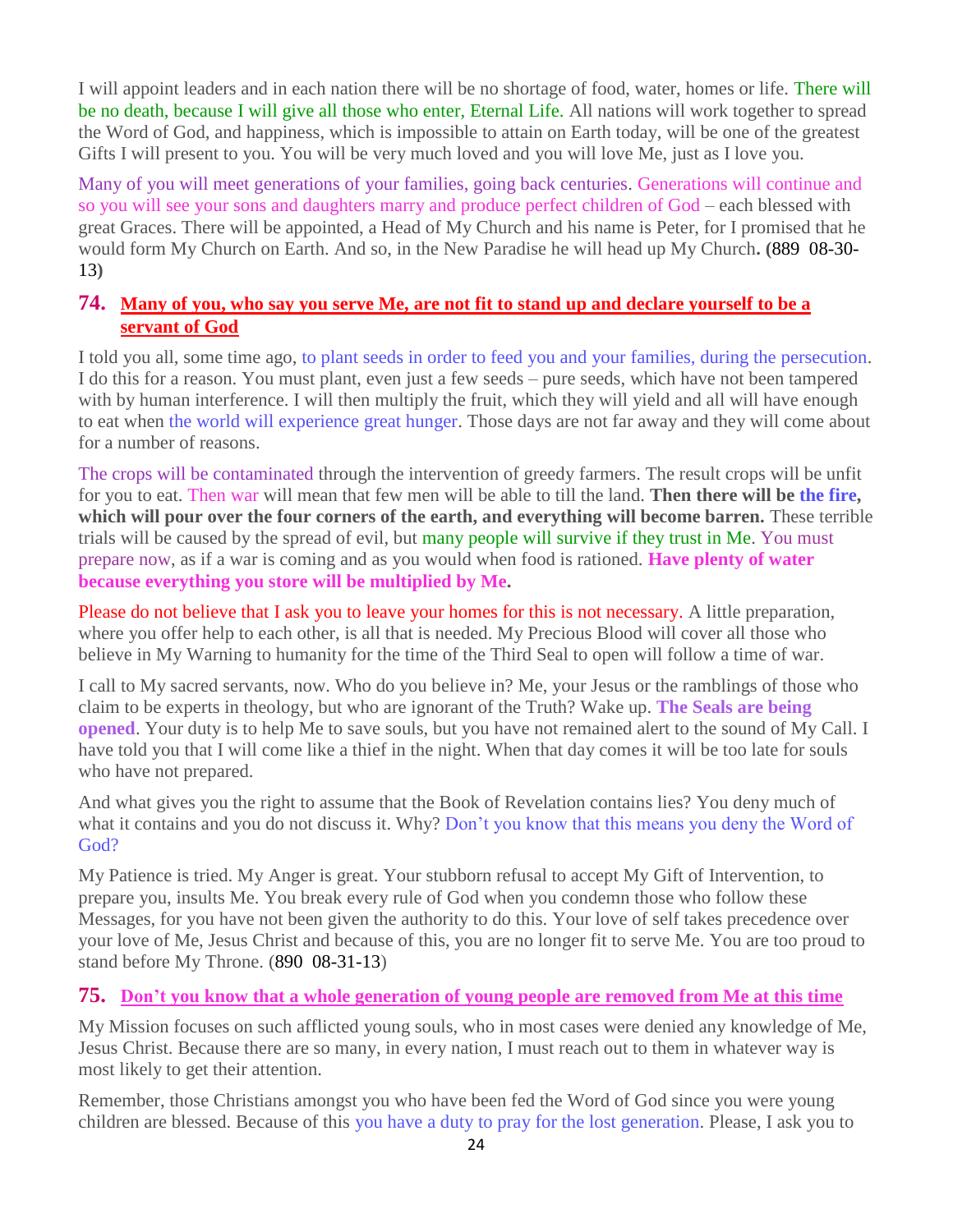I will appoint leaders and in each nation there will be no shortage of food, water, homes or life. There will be no death, because I will give all those who enter, Eternal Life. All nations will work together to spread the Word of God, and happiness, which is impossible to attain on Earth today, will be one of the greatest Gifts I will present to you. You will be very much loved and you will love Me, just as I love you.

Many of you will meet generations of your families, going back centuries. Generations will continue and so you will see your sons and daughters marry and produce perfect children of God – each blessed with great Graces. There will be appointed, a Head of My Church and his name is Peter, for I promised that he would form My Church on Earth. And so, in the New Paradise he will head up My Church**. (**889 08-30-13**)**

## 74. Many of you, who say you serve Me, are not fit to stand up and declare yourself to be a servant of God

I told you all, some time ago, to plant seeds in order to feed you and your families, during the persecution. I do this for a reason. You must plant, even just a few seeds – pure seeds, which have not been tampered with by human interference. I will then multiply the fruit, which they will yield and all will have enough to eat when the world will experience great hunger. Those days are not far away and they will come about for a number of reasons.

The crops will be contaminated through the intervention of greedy farmers. The result crops will be unfit for you to eat. Then war will mean that few men will be able to till the land. **Then there will be the fire, which will pour over the four corners of the earth, and everything will become barren.** These terrible trials will be caused by the spread of evil, but many people will survive if they trust in Me. You must prepare now, as if a war is coming and as you would when food is rationed. **Have plenty of water because everything you store will be multiplied by Me.**

Please do not believe that I ask you to leave your homes for this is not necessary. A little preparation, where you offer help to each other, is all that is needed. My Precious Blood will cover all those who believe in My Warning to humanity for the time of the Third Seal to open will follow a time of war.

I call to My sacred servants, now. Who do you believe in? Me, your Jesus or the ramblings of those who claim to be experts in theology, but who are ignorant of the Truth? Wake up. **The Seals are being opened**. Your duty is to help Me to save souls, but you have not remained alert to the sound of My Call. I have told you that I will come like a thief in the night. When that day comes it will be too late for souls who have not prepared.

And what gives you the right to assume that the Book of Revelation contains lies? You deny much of what it contains and you do not discuss it. Why? Don't you know that this means you deny the Word of God?

My Patience is tried. My Anger is great. Your stubborn refusal to accept My Gift of Intervention, to prepare you, insults Me. You break every rule of God when you condemn those who follow these Messages, for you have not been given the authority to do this. Your love of self takes precedence over your love of Me, Jesus Christ and because of this, you are no longer fit to serve Me. You are too proud to stand before My Throne. (890 08-31-13)

## 75. Don't you know that a whole generation of young people are removed from Me at this time

My Mission focuses on such afflicted young souls, who in most cases were denied any knowledge of Me, Jesus Christ. Because there are so many, in every nation, I must reach out to them in whatever way is most likely to get their attention.

Remember, those Christians amongst you who have been fed the Word of God since you were young children are blessed. Because of this you have a duty to pray for the lost generation. Please, I ask you to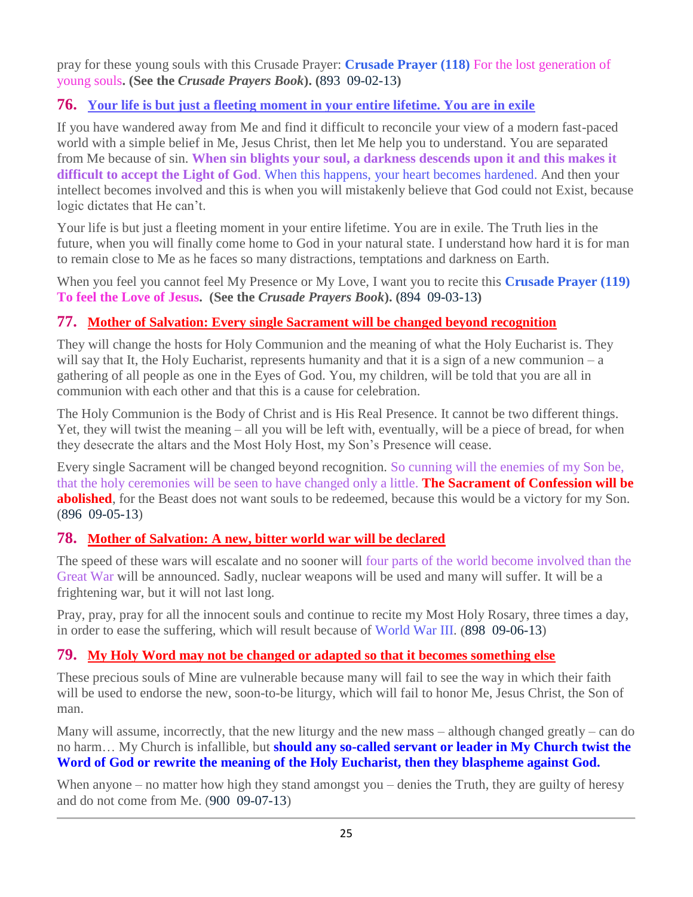pray for these young souls with this Crusade Prayer: **Crusade Prayer (118)** For the lost generation of young souls**. (See the *Crusade Prayers Book*). (**893 09-02-13**)**

## 76. Your life is but just a fleeting moment in your entire lifetime. You are in exile

If you have wandered away from Me and find it difficult to reconcile your view of a modern fast-paced world with a simple belief in Me, Jesus Christ, then let Me help you to understand. You are separated from Me because of sin. **When sin blights your soul, a darkness descends upon it and this makes it difficult to accept the Light of God**. When this happens, your heart becomes hardened. And then your intellect becomes involved and this is when you will mistakenly believe that God could not Exist, because logic dictates that He can't.

Your life is but just a fleeting moment in your entire lifetime. You are in exile. The Truth lies in the future, when you will finally come home to God in your natural state. I understand how hard it is for man to remain close to Me as he faces so many distractions, temptations and darkness on Earth.

When you feel you cannot feel My Presence or My Love, I want you to recite this **Crusade Prayer (119) To feel the Love of Jesus. (See the *Crusade Prayers Book*). (894 09-03-13)**

## 77. Mother of Salvation: Every single Sacrament will be changed beyond recognition

They will change the hosts for Holy Communion and the meaning of what the Holy Eucharist is. They will say that It, the Holy Eucharist, represents humanity and that it is a sign of a new communion – a gathering of all people as one in the Eyes of God. You, my children, will be told that you are all in communion with each other and that this is a cause for celebration.

The Holy Communion is the Body of Christ and is His Real Presence. It cannot be two different things. Yet, they will twist the meaning – all you will be left with, eventually, will be a piece of bread, for when they desecrate the altars and the Most Holy Host, my Son's Presence will cease.

Every single Sacrament will be changed beyond recognition. So cunning will the enemies of my Son be, that the holy ceremonies will be seen to have changed only a little. **The Sacrament of Confession will be abolished**, for the Beast does not want souls to be redeemed, because this would be a victory for my Son. (896 09-05-13)

## 78. Mother of Salvation: A new, bitter world war will be declared

The speed of these wars will escalate and no sooner will four parts of the world become involved than the Great War will be announced. Sadly, nuclear weapons will be used and many will suffer. It will be a frightening war, but it will not last long.

Pray, pray, pray for all the innocent souls and continue to recite my Most Holy Rosary, three times a day, in order to ease the suffering, which will result because of World War III. (898 09-06-13)

## 79. My Holy Word may not be changed or adapted so that it becomes something else

These precious souls of Mine are vulnerable because many will fail to see the way in which their faith will be used to endorse the new, soon-to-be liturgy, which will fail to honor Me, Jesus Christ, the Son of man.

Many will assume, incorrectly, that the new liturgy and the new mass – although changed greatly – can do no harm… My Church is infallible, but **should any so-called servant or leader in My Church twist the Word of God or rewrite the meaning of the Holy Eucharist, then they blaspheme against God.**

When anyone – no matter how high they stand amongst you – denies the Truth, they are guilty of heresy and do not come from Me. (900 09-07-13)